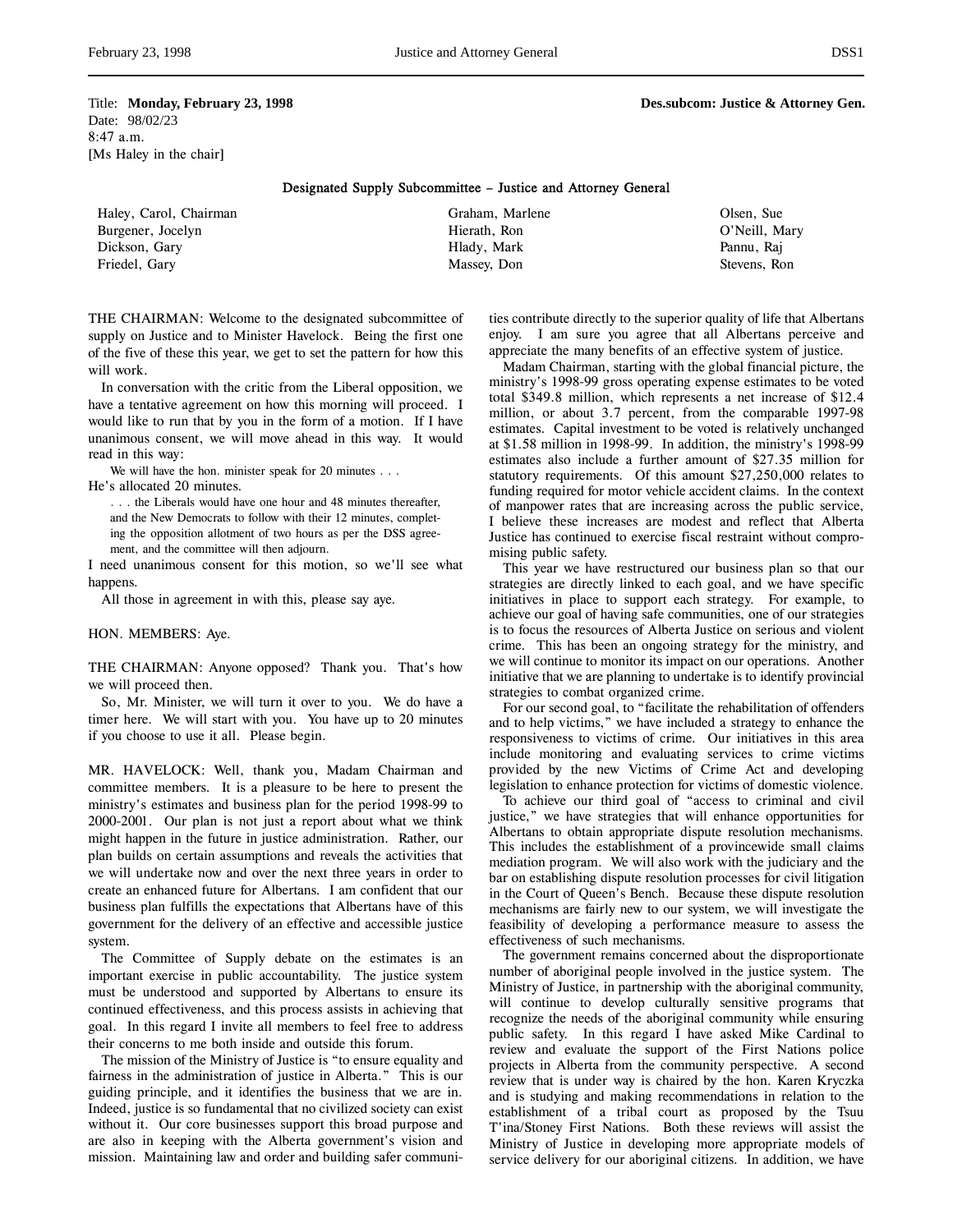Title: **Monday, February 23, 1998** **Des.subcom: Justice & Attorney Gen.**
Date: 98/02/23
8:47 a.m.
[Ms Haley in the chair]

## Designated Supply Subcommittee – Justice and Attorney General

| | | |
|---|---|---|
| Haley, Carol, Chairman | Graham, Marlene | Olsen, Sue |
| Burgener, Jocelyn | Hierath, Ron | O'Neill, Mary |
| Dickson, Gary | Hlady, Mark | Pannu, Raj |
| Friedel, Gary | Massey, Don | Stevens, Ron |

THE CHAIRMAN: Welcome to the designated subcommittee of supply on Justice and to Minister Havelock. Being the first one of the five of these this year, we get to set the pattern for how this will work.

In conversation with the critic from the Liberal opposition, we have a tentative agreement on how this morning will proceed. I would like to run that by you in the form of a motion. If I have unanimous consent, we will move ahead in this way. It would read in this way:

> We will have the hon. minister speak for 20 minutes . . .

He's allocated 20 minutes.

> . . . the Liberals would have one hour and 48 minutes thereafter, and the New Democrats to follow with their 12 minutes, completing the opposition allotment of two hours as per the DSS agreement, and the committee will then adjourn.

I need unanimous consent for this motion, so we'll see what happens.

All those in agreement in with this, please say aye.

HON. MEMBERS: Aye.

THE CHAIRMAN: Anyone opposed? Thank you. That's how we will proceed then.

So, Mr. Minister, we will turn it over to you. We do have a timer here. We will start with you. You have up to 20 minutes if you choose to use it all. Please begin.

MR. HAVELOCK: Well, thank you, Madam Chairman and committee members. It is a pleasure to be here to present the ministry's estimates and business plan for the period 1998-99 to 2000-2001. Our plan is not just a report about what we think might happen in the future in justice administration. Rather, our plan builds on certain assumptions and reveals the activities that we will undertake now and over the next three years in order to create an enhanced future for Albertans. I am confident that our business plan fulfills the expectations that Albertans have of this government for the delivery of an effective and accessible justice system.

The Committee of Supply debate on the estimates is an important exercise in public accountability. The justice system must be understood and supported by Albertans to ensure its continued effectiveness, and this process assists in achieving that goal. In this regard I invite all members to feel free to address their concerns to me both inside and outside this forum.

The mission of the Ministry of Justice is "to ensure equality and fairness in the administration of justice in Alberta." This is our guiding principle, and it identifies the business that we are in. Indeed, justice is so fundamental that no civilized society can exist without it. Our core businesses support this broad purpose and are also in keeping with the Alberta government's vision and mission. Maintaining law and order and building safer communities contribute directly to the superior quality of life that Albertans enjoy. I am sure you agree that all Albertans perceive and appreciate the many benefits of an effective system of justice.

Madam Chairman, starting with the global financial picture, the ministry's 1998-99 gross operating expense estimates to be voted total $349.8 million, which represents a net increase of $12.4 million, or about 3.7 percent, from the comparable 1997-98 estimates. Capital investment to be voted is relatively unchanged at $1.58 million in 1998-99. In addition, the ministry's 1998-99 estimates also include a further amount of $27.35 million for statutory requirements. Of this amount $27,250,000 relates to funding required for motor vehicle accident claims. In the context of manpower rates that are increasing across the public service, I believe these increases are modest and reflect that Alberta Justice has continued to exercise fiscal restraint without compromising public safety.

This year we have restructured our business plan so that our strategies are directly linked to each goal, and we have specific initiatives in place to support each strategy. For example, to achieve our goal of having safe communities, one of our strategies is to focus the resources of Alberta Justice on serious and violent crime. This has been an ongoing strategy for the ministry, and we will continue to monitor its impact on our operations. Another initiative that we are planning to undertake is to identify provincial strategies to combat organized crime.

For our second goal, to "facilitate the rehabilitation of offenders and to help victims," we have included a strategy to enhance the responsiveness to victims of crime. Our initiatives in this area include monitoring and evaluating services to crime victims provided by the new Victims of Crime Act and developing legislation to enhance protection for victims of domestic violence.

To achieve our third goal of "access to criminal and civil justice," we have strategies that will enhance opportunities for Albertans to obtain appropriate dispute resolution mechanisms. This includes the establishment of a provincewide small claims mediation program. We will also work with the judiciary and the bar on establishing dispute resolution processes for civil litigation in the Court of Queen's Bench. Because these dispute resolution mechanisms are fairly new to our system, we will investigate the feasibility of developing a performance measure to assess the effectiveness of such mechanisms.

The government remains concerned about the disproportionate number of aboriginal people involved in the justice system. The Ministry of Justice, in partnership with the aboriginal community, will continue to develop culturally sensitive programs that recognize the needs of the aboriginal community while ensuring public safety. In this regard I have asked Mike Cardinal to review and evaluate the support of the First Nations police projects in Alberta from the community perspective. A second review that is under way is chaired by the hon. Karen Kryczka and is studying and making recommendations in relation to the establishment of a tribal court as proposed by the Tsuu T'ina/Stoney First Nations. Both these reviews will assist the Ministry of Justice in developing more appropriate models of service delivery for our aboriginal citizens. In addition, we have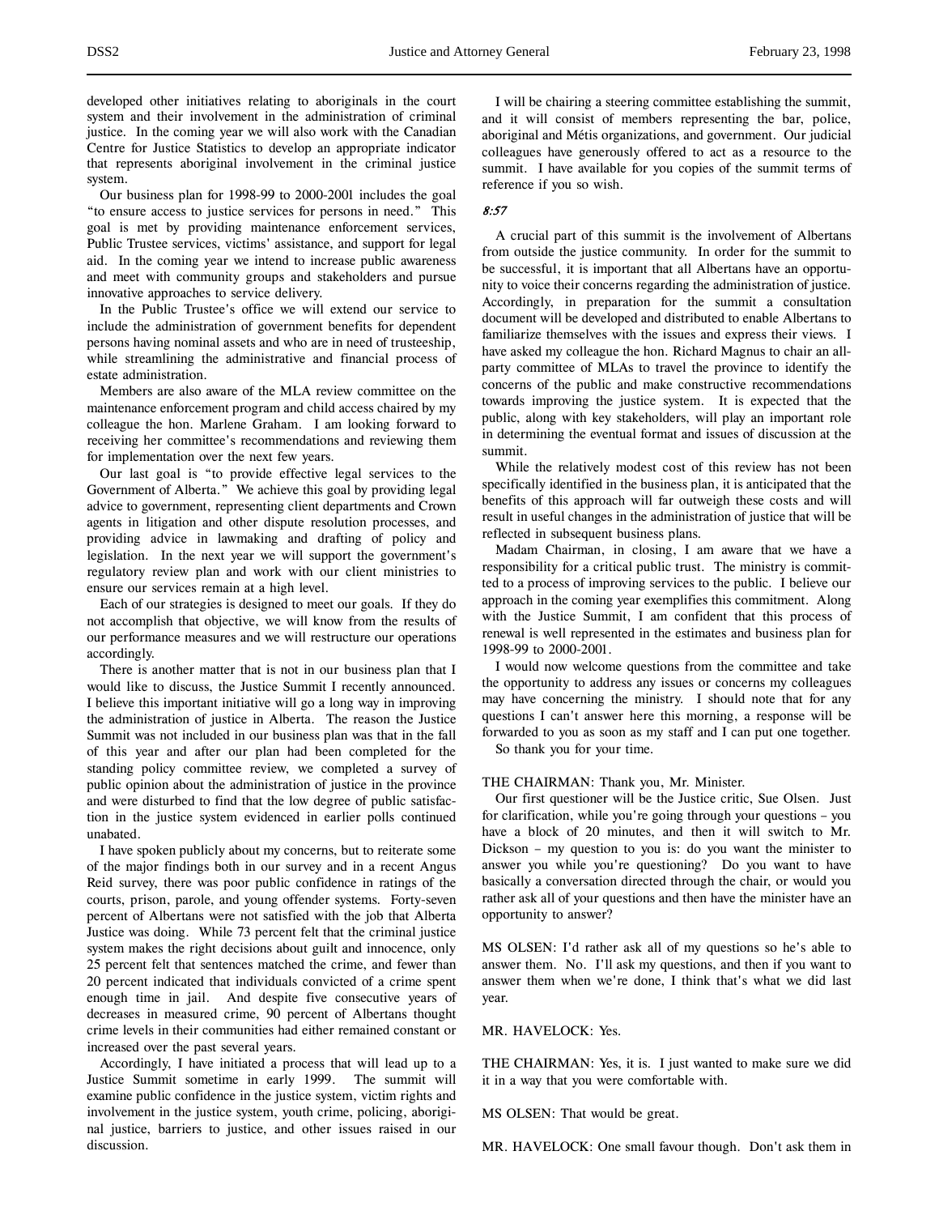developed other initiatives relating to aboriginals in the court system and their involvement in the administration of criminal justice. In the coming year we will also work with the Canadian Centre for Justice Statistics to develop an appropriate indicator that represents aboriginal involvement in the criminal justice system.

Our business plan for 1998-99 to 2000-2001 includes the goal "to ensure access to justice services for persons in need." This goal is met by providing maintenance enforcement services, Public Trustee services, victims' assistance, and support for legal aid. In the coming year we intend to increase public awareness and meet with community groups and stakeholders and pursue innovative approaches to service delivery.

In the Public Trustee's office we will extend our service to include the administration of government benefits for dependent persons having nominal assets and who are in need of trusteeship, while streamlining the administrative and financial process of estate administration.

Members are also aware of the MLA review committee on the maintenance enforcement program and child access chaired by my colleague the hon. Marlene Graham. I am looking forward to receiving her committee's recommendations and reviewing them for implementation over the next few years.

Our last goal is "to provide effective legal services to the Government of Alberta." We achieve this goal by providing legal advice to government, representing client departments and Crown agents in litigation and other dispute resolution processes, and providing advice in lawmaking and drafting of policy and legislation. In the next year we will support the government's regulatory review plan and work with our client ministries to ensure our services remain at a high level.

Each of our strategies is designed to meet our goals. If they do not accomplish that objective, we will know from the results of our performance measures and we will restructure our operations accordingly.

There is another matter that is not in our business plan that I would like to discuss, the Justice Summit I recently announced. I believe this important initiative will go a long way in improving the administration of justice in Alberta. The reason the Justice Summit was not included in our business plan was that in the fall of this year and after our plan had been completed for the standing policy committee review, we completed a survey of public opinion about the administration of justice in the province and were disturbed to find that the low degree of public satisfaction in the justice system evidenced in earlier polls continued unabated.

I have spoken publicly about my concerns, but to reiterate some of the major findings both in our survey and in a recent Angus Reid survey, there was poor public confidence in ratings of the courts, prison, parole, and young offender systems. Forty-seven percent of Albertans were not satisfied with the job that Alberta Justice was doing. While 73 percent felt that the criminal justice system makes the right decisions about guilt and innocence, only 25 percent felt that sentences matched the crime, and fewer than 20 percent indicated that individuals convicted of a crime spent enough time in jail. And despite five consecutive years of decreases in measured crime, 90 percent of Albertans thought crime levels in their communities had either remained constant or increased over the past several years.

Accordingly, I have initiated a process that will lead up to a Justice Summit sometime in early 1999. The summit will examine public confidence in the justice system, victim rights and involvement in the justice system, youth crime, policing, aboriginal justice, barriers to justice, and other issues raised in our discussion.

I will be chairing a steering committee establishing the summit, and it will consist of members representing the bar, police, aboriginal and Métis organizations, and government. Our judicial colleagues have generously offered to act as a resource to the summit. I have available for you copies of the summit terms of reference if you so wish.

*8:57*

A crucial part of this summit is the involvement of Albertans from outside the justice community. In order for the summit to be successful, it is important that all Albertans have an opportunity to voice their concerns regarding the administration of justice. Accordingly, in preparation for the summit a consultation document will be developed and distributed to enable Albertans to familiarize themselves with the issues and express their views. I have asked my colleague the hon. Richard Magnus to chair an all-party committee of MLAs to travel the province to identify the concerns of the public and make constructive recommendations towards improving the justice system. It is expected that the public, along with key stakeholders, will play an important role in determining the eventual format and issues of discussion at the summit.

While the relatively modest cost of this review has not been specifically identified in the business plan, it is anticipated that the benefits of this approach will far outweigh these costs and will result in useful changes in the administration of justice that will be reflected in subsequent business plans.

Madam Chairman, in closing, I am aware that we have a responsibility for a critical public trust. The ministry is committed to a process of improving services to the public. I believe our approach in the coming year exemplifies this commitment. Along with the Justice Summit, I am confident that this process of renewal is well represented in the estimates and business plan for 1998-99 to 2000-2001.

I would now welcome questions from the committee and take the opportunity to address any issues or concerns my colleagues may have concerning the ministry. I should note that for any questions I can't answer here this morning, a response will be forwarded to you as soon as my staff and I can put one together.

So thank you for your time.

THE CHAIRMAN: Thank you, Mr. Minister.

Our first questioner will be the Justice critic, Sue Olsen. Just for clarification, while you're going through your questions – you have a block of 20 minutes, and then it will switch to Mr. Dickson – my question to you is: do you want the minister to answer you while you're questioning? Do you want to have basically a conversation directed through the chair, or would you rather ask all of your questions and then have the minister have an opportunity to answer?

MS OLSEN: I'd rather ask all of my questions so he's able to answer them. No. I'll ask my questions, and then if you want to answer them when we're done, I think that's what we did last year.

MR. HAVELOCK: Yes.

THE CHAIRMAN: Yes, it is. I just wanted to make sure we did it in a way that you were comfortable with.

MS OLSEN: That would be great.

MR. HAVELOCK: One small favour though. Don't ask them in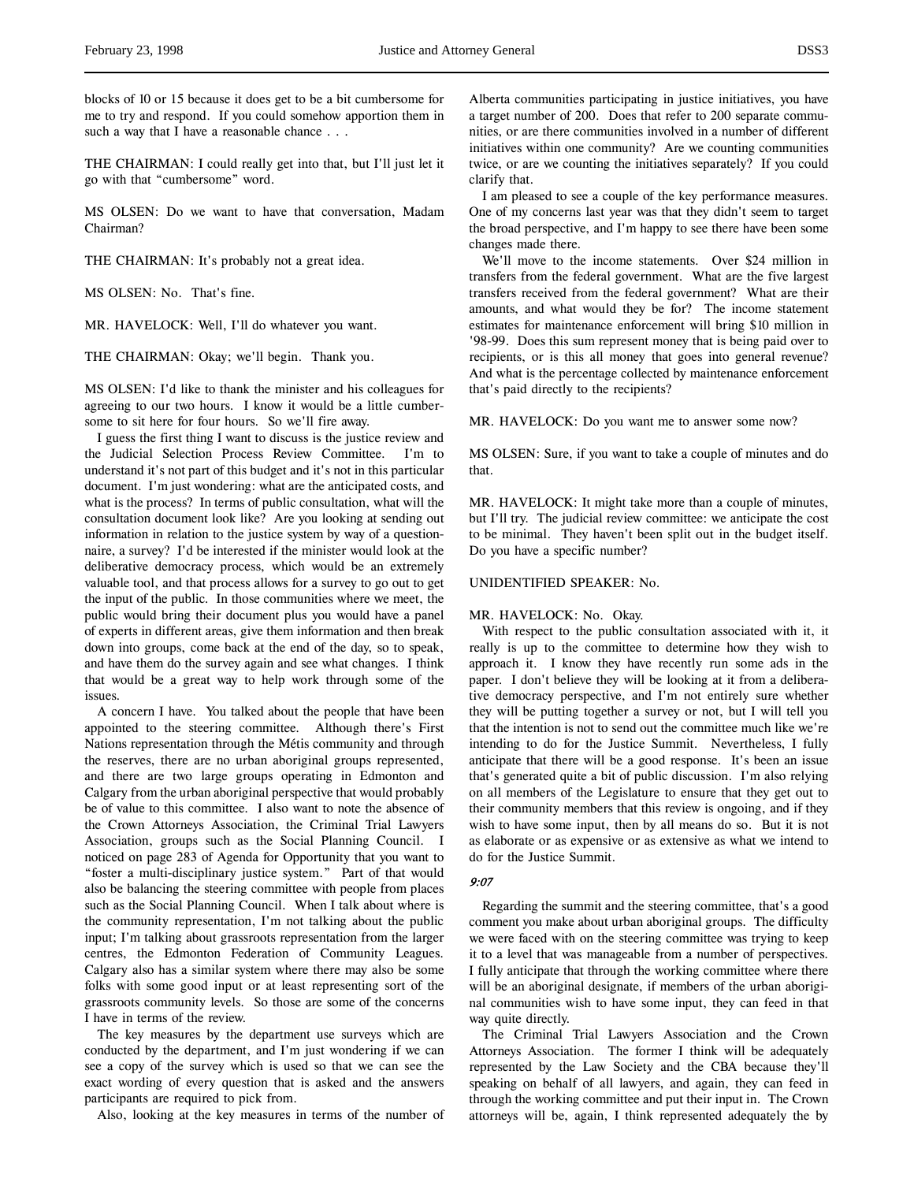blocks of 10 or 15 because it does get to be a bit cumbersome for me to try and respond. If you could somehow apportion them in such a way that I have a reasonable chance . . .

THE CHAIRMAN: I could really get into that, but I'll just let it go with that "cumbersome" word.

MS OLSEN: Do we want to have that conversation, Madam Chairman?

THE CHAIRMAN: It's probably not a great idea.

MS OLSEN: No. That's fine.

MR. HAVELOCK: Well, I'll do whatever you want.

THE CHAIRMAN: Okay; we'll begin. Thank you.

MS OLSEN: I'd like to thank the minister and his colleagues for agreeing to our two hours. I know it would be a little cumbersome to sit here for four hours. So we'll fire away.

I guess the first thing I want to discuss is the justice review and the Judicial Selection Process Review Committee. I'm to understand it's not part of this budget and it's not in this particular document. I'm just wondering: what are the anticipated costs, and what is the process? In terms of public consultation, what will the consultation document look like? Are you looking at sending out information in relation to the justice system by way of a questionnaire, a survey? I'd be interested if the minister would look at the deliberative democracy process, which would be an extremely valuable tool, and that process allows for a survey to go out to get the input of the public. In those communities where we meet, the public would bring their document plus you would have a panel of experts in different areas, give them information and then break down into groups, come back at the end of the day, so to speak, and have them do the survey again and see what changes. I think that would be a great way to help work through some of the issues.

A concern I have. You talked about the people that have been appointed to the steering committee. Although there's First Nations representation through the Métis community and through the reserves, there are no urban aboriginal groups represented, and there are two large groups operating in Edmonton and Calgary from the urban aboriginal perspective that would probably be of value to this committee. I also want to note the absence of the Crown Attorneys Association, the Criminal Trial Lawyers Association, groups such as the Social Planning Council. I noticed on page 283 of Agenda for Opportunity that you want to "foster a multi-disciplinary justice system." Part of that would also be balancing the steering committee with people from places such as the Social Planning Council. When I talk about where is the community representation, I'm not talking about the public input; I'm talking about grassroots representation from the larger centres, the Edmonton Federation of Community Leagues. Calgary also has a similar system where there may also be some folks with some good input or at least representing sort of the grassroots community levels. So those are some of the concerns I have in terms of the review.

The key measures by the department use surveys which are conducted by the department, and I'm just wondering if we can see a copy of the survey which is used so that we can see the exact wording of every question that is asked and the answers participants are required to pick from.

Also, looking at the key measures in terms of the number of Alberta communities participating in justice initiatives, you have a target number of 200. Does that refer to 200 separate communities, or are there communities involved in a number of different initiatives within one community? Are we counting communities twice, or are we counting the initiatives separately? If you could clarify that.

I am pleased to see a couple of the key performance measures. One of my concerns last year was that they didn't seem to target the broad perspective, and I'm happy to see there have been some changes made there.

We'll move to the income statements. Over $24 million in transfers from the federal government. What are the five largest transfers received from the federal government? What are their amounts, and what would they be for? The income statement estimates for maintenance enforcement will bring $10 million in '98-99. Does this sum represent money that is being paid over to recipients, or is this all money that goes into general revenue? And what is the percentage collected by maintenance enforcement that's paid directly to the recipients?

MR. HAVELOCK: Do you want me to answer some now?

MS OLSEN: Sure, if you want to take a couple of minutes and do that.

MR. HAVELOCK: It might take more than a couple of minutes, but I'll try. The judicial review committee: we anticipate the cost to be minimal. They haven't been split out in the budget itself. Do you have a specific number?

UNIDENTIFIED SPEAKER: No.

MR. HAVELOCK: No. Okay.

With respect to the public consultation associated with it, it really is up to the committee to determine how they wish to approach it. I know they have recently run some ads in the paper. I don't believe they will be looking at it from a deliberative democracy perspective, and I'm not entirely sure whether they will be putting together a survey or not, but I will tell you that the intention is not to send out the committee much like we're intending to do for the Justice Summit. Nevertheless, I fully anticipate that there will be a good response. It's been an issue that's generated quite a bit of public discussion. I'm also relying on all members of the Legislature to ensure that they get out to their community members that this review is ongoing, and if they wish to have some input, then by all means do so. But it is not as elaborate or as expensive or as extensive as what we intend to do for the Justice Summit.

*9:07*

Regarding the summit and the steering committee, that's a good comment you make about urban aboriginal groups. The difficulty we were faced with on the steering committee was trying to keep it to a level that was manageable from a number of perspectives. I fully anticipate that through the working committee where there will be an aboriginal designate, if members of the urban aboriginal communities wish to have some input, they can feed in that way quite directly.

The Criminal Trial Lawyers Association and the Crown Attorneys Association. The former I think will be adequately represented by the Law Society and the CBA because they'll speaking on behalf of all lawyers, and again, they can feed in through the working committee and put their input in. The Crown attorneys will be, again, I think represented adequately the by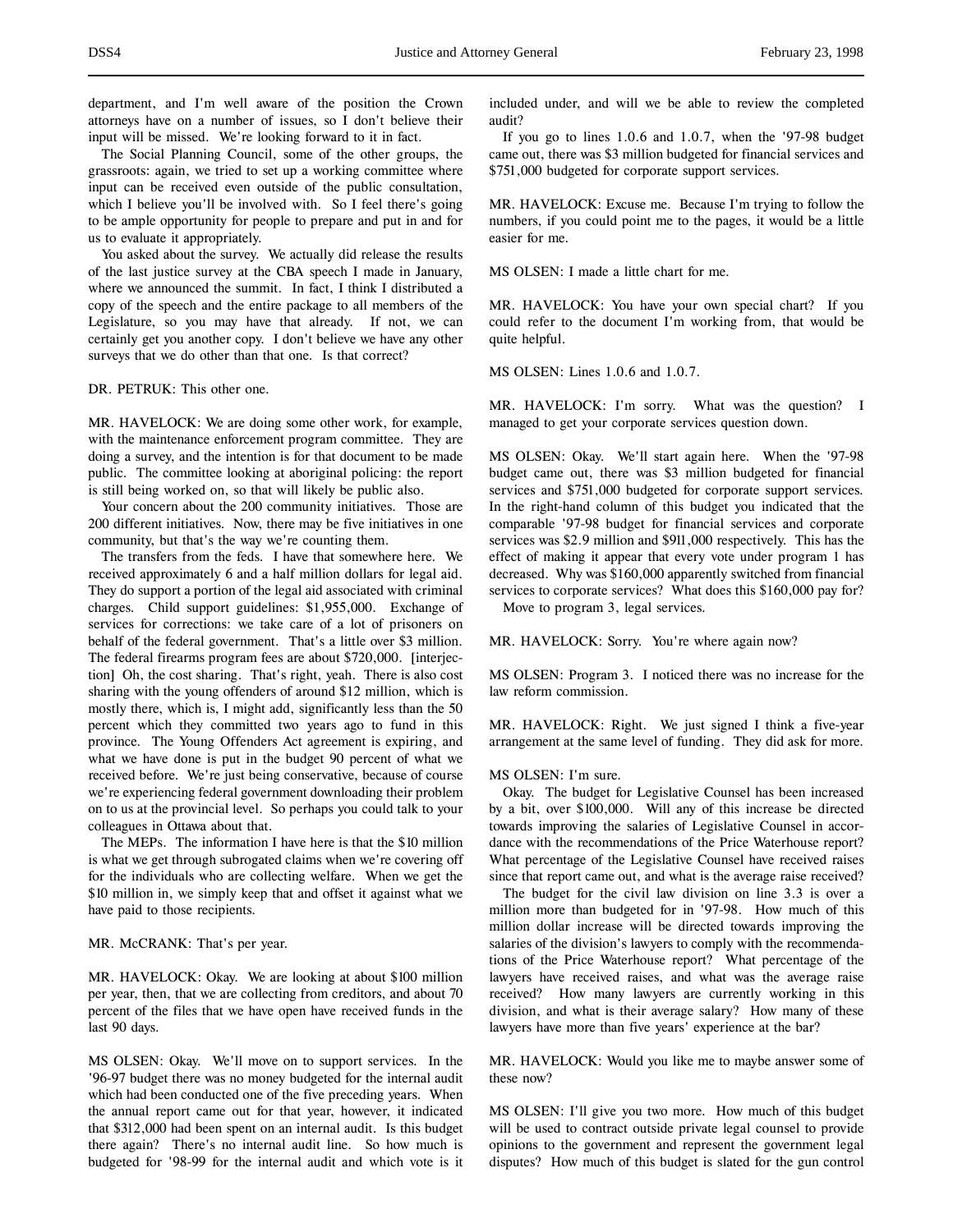department, and I'm well aware of the position the Crown attorneys have on a number of issues, so I don't believe their input will be missed. We're looking forward to it in fact.

The Social Planning Council, some of the other groups, the grassroots: again, we tried to set up a working committee where input can be received even outside of the public consultation, which I believe you'll be involved with. So I feel there's going to be ample opportunity for people to prepare and put in and for us to evaluate it appropriately.

You asked about the survey. We actually did release the results of the last justice survey at the CBA speech I made in January, where we announced the summit. In fact, I think I distributed a copy of the speech and the entire package to all members of the Legislature, so you may have that already. If not, we can certainly get you another copy. I don't believe we have any other surveys that we do other than that one. Is that correct?

DR. PETRUK: This other one.

MR. HAVELOCK: We are doing some other work, for example, with the maintenance enforcement program committee. They are doing a survey, and the intention is for that document to be made public. The committee looking at aboriginal policing: the report is still being worked on, so that will likely be public also.

Your concern about the 200 community initiatives. Those are 200 different initiatives. Now, there may be five initiatives in one community, but that's the way we're counting them.

The transfers from the feds. I have that somewhere here. We received approximately 6 and a half million dollars for legal aid. They do support a portion of the legal aid associated with criminal charges. Child support guidelines: $1,955,000. Exchange of services for corrections: we take care of a lot of prisoners on behalf of the federal government. That's a little over $3 million. The federal firearms program fees are about $720,000. [interjection] Oh, the cost sharing. That's right, yeah. There is also cost sharing with the young offenders of around $12 million, which is mostly there, which is, I might add, significantly less than the 50 percent which they committed two years ago to fund in this province. The Young Offenders Act agreement is expiring, and what we have done is put in the budget 90 percent of what we received before. We're just being conservative, because of course we're experiencing federal government downloading their problem on to us at the provincial level. So perhaps you could talk to your colleagues in Ottawa about that.

The MEPs. The information I have here is that the $10 million is what we get through subrogated claims when we're covering off for the individuals who are collecting welfare. When we get the $10 million in, we simply keep that and offset it against what we have paid to those recipients.

MR. McCRANK: That's per year.

MR. HAVELOCK: Okay. We are looking at about $100 million per year, then, that we are collecting from creditors, and about 70 percent of the files that we have open have received funds in the last 90 days.

MS OLSEN: Okay. We'll move on to support services. In the '96-97 budget there was no money budgeted for the internal audit which had been conducted one of the five preceding years. When the annual report came out for that year, however, it indicated that $312,000 had been spent on an internal audit. Is this budget there again? There's no internal audit line. So how much is budgeted for '98-99 for the internal audit and which vote is it included under, and will we be able to review the completed audit?

If you go to lines 1.0.6 and 1.0.7, when the '97-98 budget came out, there was $3 million budgeted for financial services and $751,000 budgeted for corporate support services.

MR. HAVELOCK: Excuse me. Because I'm trying to follow the numbers, if you could point me to the pages, it would be a little easier for me.

MS OLSEN: I made a little chart for me.

MR. HAVELOCK: You have your own special chart? If you could refer to the document I'm working from, that would be quite helpful.

MS OLSEN: Lines 1.0.6 and 1.0.7.

MR. HAVELOCK: I'm sorry. What was the question? I managed to get your corporate services question down.

MS OLSEN: Okay. We'll start again here. When the '97-98 budget came out, there was $3 million budgeted for financial services and $751,000 budgeted for corporate support services. In the right-hand column of this budget you indicated that the comparable '97-98 budget for financial services and corporate services was $2.9 million and $911,000 respectively. This has the effect of making it appear that every vote under program 1 has decreased. Why was $160,000 apparently switched from financial services to corporate services? What does this $160,000 pay for?

Move to program 3, legal services.

MR. HAVELOCK: Sorry. You're where again now?

MS OLSEN: Program 3. I noticed there was no increase for the law reform commission.

MR. HAVELOCK: Right. We just signed I think a five-year arrangement at the same level of funding. They did ask for more.

MS OLSEN: I'm sure.

Okay. The budget for Legislative Counsel has been increased by a bit, over $100,000. Will any of this increase be directed towards improving the salaries of Legislative Counsel in accordance with the recommendations of the Price Waterhouse report? What percentage of the Legislative Counsel have received raises since that report came out, and what is the average raise received?

The budget for the civil law division on line 3.3 is over a million more than budgeted for in '97-98. How much of this million dollar increase will be directed towards improving the salaries of the division's lawyers to comply with the recommendations of the Price Waterhouse report? What percentage of the lawyers have received raises, and what was the average raise received? How many lawyers are currently working in this division, and what is their average salary? How many of these lawyers have more than five years' experience at the bar?

MR. HAVELOCK: Would you like me to maybe answer some of these now?

MS OLSEN: I'll give you two more. How much of this budget will be used to contract outside private legal counsel to provide opinions to the government and represent the government legal disputes? How much of this budget is slated for the gun control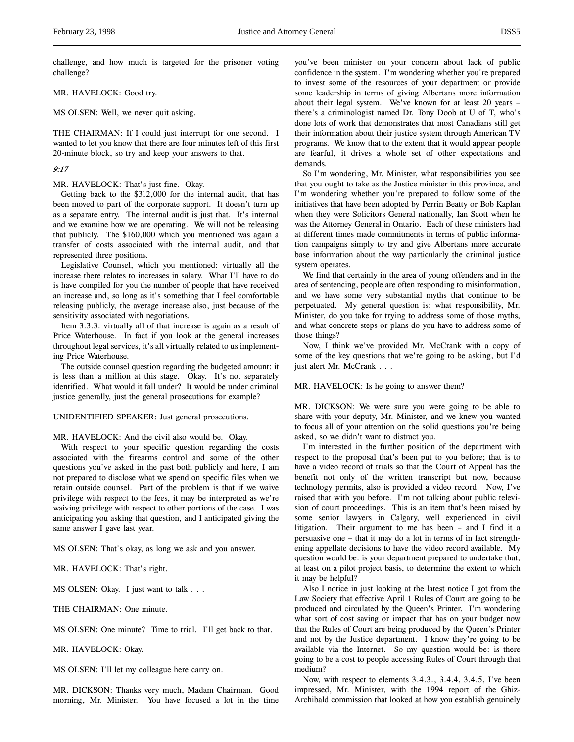challenge, and how much is targeted for the prisoner voting challenge?

MR. HAVELOCK: Good try.

MS OLSEN: Well, we never quit asking.

THE CHAIRMAN: If I could just interrupt for one second. I wanted to let you know that there are four minutes left of this first 20-minute block, so try and keep your answers to that.

*9:17*

MR. HAVELOCK: That's just fine. Okay.

Getting back to the $312,000 for the internal audit, that has been moved to part of the corporate support. It doesn't turn up as a separate entry. The internal audit is just that. It's internal and we examine how we are operating. We will not be releasing that publicly. The $160,000 which you mentioned was again a transfer of costs associated with the internal audit, and that represented three positions.

Legislative Counsel, which you mentioned: virtually all the increase there relates to increases in salary. What I'll have to do is have compiled for you the number of people that have received an increase and, so long as it's something that I feel comfortable releasing publicly, the average increase also, just because of the sensitivity associated with negotiations.

Item 3.3.3: virtually all of that increase is again as a result of Price Waterhouse. In fact if you look at the general increases throughout legal services, it's all virtually related to us implementing Price Waterhouse.

The outside counsel question regarding the budgeted amount: it is less than a million at this stage. Okay. It's not separately identified. What would it fall under? It would be under criminal justice generally, just the general prosecutions for example?

UNIDENTIFIED SPEAKER: Just general prosecutions.

MR. HAVELOCK: And the civil also would be. Okay.

With respect to your specific question regarding the costs associated with the firearms control and some of the other questions you've asked in the past both publicly and here, I am not prepared to disclose what we spend on specific files when we retain outside counsel. Part of the problem is that if we waive privilege with respect to the fees, it may be interpreted as we're waiving privilege with respect to other portions of the case. I was anticipating you asking that question, and I anticipated giving the same answer I gave last year.

MS OLSEN: That's okay, as long we ask and you answer.

MR. HAVELOCK: That's right.

MS OLSEN: Okay. I just want to talk . . .

THE CHAIRMAN: One minute.

MS OLSEN: One minute? Time to trial. I'll get back to that.

MR. HAVELOCK: Okay.

MS OLSEN: I'll let my colleague here carry on.

MR. DICKSON: Thanks very much, Madam Chairman. Good morning, Mr. Minister. You have focused a lot in the time you've been minister on your concern about lack of public confidence in the system. I'm wondering whether you're prepared to invest some of the resources of your department or provide some leadership in terms of giving Albertans more information about their legal system. We've known for at least 20 years – there's a criminologist named Dr. Tony Doob at U of T, who's done lots of work that demonstrates that most Canadians still get their information about their justice system through American TV programs. We know that to the extent that it would appear people are fearful, it drives a whole set of other expectations and demands.

So I'm wondering, Mr. Minister, what responsibilities you see that you ought to take as the Justice minister in this province, and I'm wondering whether you're prepared to follow some of the initiatives that have been adopted by Perrin Beatty or Bob Kaplan when they were Solicitors General nationally, Ian Scott when he was the Attorney General in Ontario. Each of these ministers had at different times made commitments in terms of public information campaigns simply to try and give Albertans more accurate base information about the way particularly the criminal justice system operates.

We find that certainly in the area of young offenders and in the area of sentencing, people are often responding to misinformation, and we have some very substantial myths that continue to be perpetuated. My general question is: what responsibility, Mr. Minister, do you take for trying to address some of those myths, and what concrete steps or plans do you have to address some of those things?

Now, I think we've provided Mr. McCrank with a copy of some of the key questions that we're going to be asking, but I'd just alert Mr. McCrank . . .

MR. HAVELOCK: Is he going to answer them?

MR. DICKSON: We were sure you were going to be able to share with your deputy, Mr. Minister, and we knew you wanted to focus all of your attention on the solid questions you're being asked, so we didn't want to distract you.

I'm interested in the further position of the department with respect to the proposal that's been put to you before; that is to have a video record of trials so that the Court of Appeal has the benefit not only of the written transcript but now, because technology permits, also is provided a video record. Now, I've raised that with you before. I'm not talking about public television of court proceedings. This is an item that's been raised by some senior lawyers in Calgary, well experienced in civil litigation. Their argument to me has been – and I find it a persuasive one – that it may do a lot in terms of in fact strengthening appellate decisions to have the video record available. My question would be: is your department prepared to undertake that, at least on a pilot project basis, to determine the extent to which it may be helpful?

Also I notice in just looking at the latest notice I got from the Law Society that effective April 1 Rules of Court are going to be produced and circulated by the Queen's Printer. I'm wondering what sort of cost saving or impact that has on your budget now that the Rules of Court are being produced by the Queen's Printer and not by the Justice department. I know they're going to be available via the Internet. So my question would be: is there going to be a cost to people accessing Rules of Court through that medium?

Now, with respect to elements 3.4.3., 3.4.4, 3.4.5, I've been impressed, Mr. Minister, with the 1994 report of the Ghiz-Archibald commission that looked at how you establish genuinely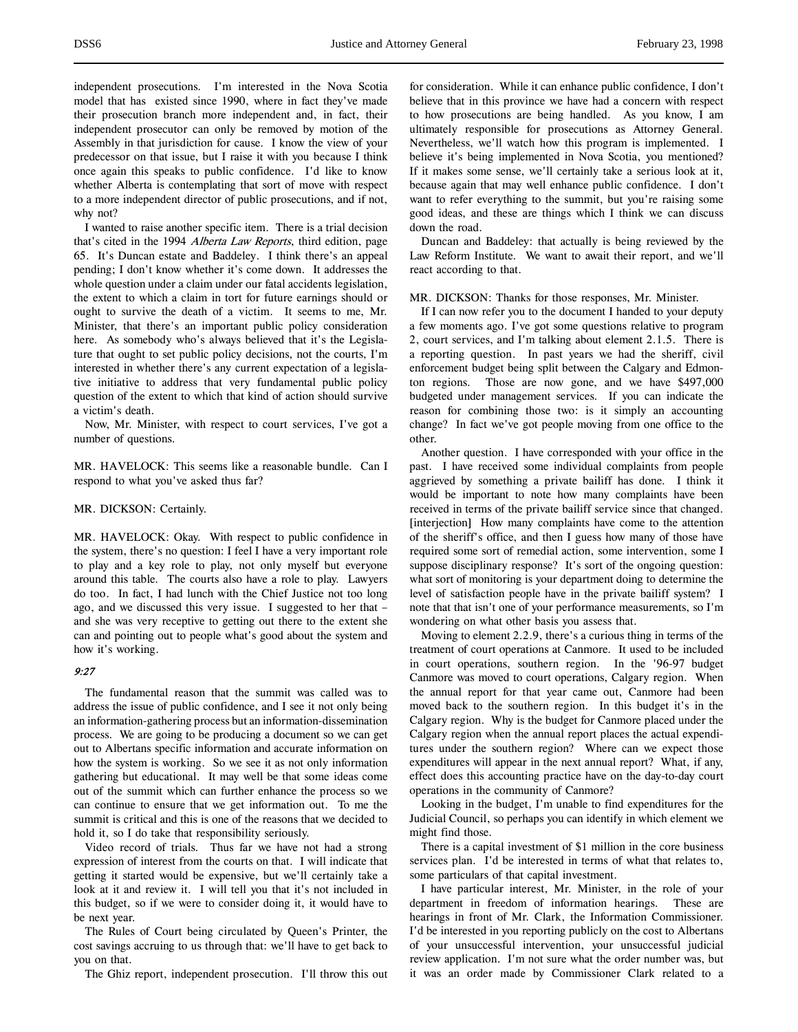independent prosecutions. I'm interested in the Nova Scotia model that has existed since 1990, where in fact they've made their prosecution branch more independent and, in fact, their independent prosecutor can only be removed by motion of the Assembly in that jurisdiction for cause. I know the view of your predecessor on that issue, but I raise it with you because I think once again this speaks to public confidence. I'd like to know whether Alberta is contemplating that sort of move with respect to a more independent director of public prosecutions, and if not, why not?

I wanted to raise another specific item. There is a trial decision that's cited in the 1994 *Alberta Law Reports*, third edition, page 65. It's Duncan estate and Baddeley. I think there's an appeal pending; I don't know whether it's come down. It addresses the whole question under a claim under our fatal accidents legislation, the extent to which a claim in tort for future earnings should or ought to survive the death of a victim. It seems to me, Mr. Minister, that there's an important public policy consideration here. As somebody who's always believed that it's the Legislature that ought to set public policy decisions, not the courts, I'm interested in whether there's any current expectation of a legislative initiative to address that very fundamental public policy question of the extent to which that kind of action should survive a victim's death.

Now, Mr. Minister, with respect to court services, I've got a number of questions.

MR. HAVELOCK: This seems like a reasonable bundle. Can I respond to what you've asked thus far?

MR. DICKSON: Certainly.

MR. HAVELOCK: Okay. With respect to public confidence in the system, there's no question: I feel I have a very important role to play and a key role to play, not only myself but everyone around this table. The courts also have a role to play. Lawyers do too. In fact, I had lunch with the Chief Justice not too long ago, and we discussed this very issue. I suggested to her that – and she was very receptive to getting out there to the extent she can and pointing out to people what's good about the system and how it's working.

*9:27*

The fundamental reason that the summit was called was to address the issue of public confidence, and I see it not only being an information-gathering process but an information-dissemination process. We are going to be producing a document so we can get out to Albertans specific information and accurate information on how the system is working. So we see it as not only information gathering but educational. It may well be that some ideas come out of the summit which can further enhance the process so we can continue to ensure that we get information out. To me the summit is critical and this is one of the reasons that we decided to hold it, so I do take that responsibility seriously.

Video record of trials. Thus far we have not had a strong expression of interest from the courts on that. I will indicate that getting it started would be expensive, but we'll certainly take a look at it and review it. I will tell you that it's not included in this budget, so if we were to consider doing it, it would have to be next year.

The Rules of Court being circulated by Queen's Printer, the cost savings accruing to us through that: we'll have to get back to you on that.

The Ghiz report, independent prosecution. I'll throw this out for consideration. While it can enhance public confidence, I don't believe that in this province we have had a concern with respect to how prosecutions are being handled. As you know, I am ultimately responsible for prosecutions as Attorney General. Nevertheless, we'll watch how this program is implemented. I believe it's being implemented in Nova Scotia, you mentioned? If it makes some sense, we'll certainly take a serious look at it, because again that may well enhance public confidence. I don't want to refer everything to the summit, but you're raising some good ideas, and these are things which I think we can discuss down the road.

Duncan and Baddeley: that actually is being reviewed by the Law Reform Institute. We want to await their report, and we'll react according to that.

MR. DICKSON: Thanks for those responses, Mr. Minister.

If I can now refer you to the document I handed to your deputy a few moments ago. I've got some questions relative to program 2, court services, and I'm talking about element 2.1.5. There is a reporting question. In past years we had the sheriff, civil enforcement budget being split between the Calgary and Edmonton regions. Those are now gone, and we have $497,000 budgeted under management services. If you can indicate the reason for combining those two: is it simply an accounting change? In fact we've got people moving from one office to the other.

Another question. I have corresponded with your office in the past. I have received some individual complaints from people aggrieved by something a private bailiff has done. I think it would be important to note how many complaints have been received in terms of the private bailiff service since that changed. [interjection] How many complaints have come to the attention of the sheriff's office, and then I guess how many of those have required some sort of remedial action, some intervention, some I suppose disciplinary response? It's sort of the ongoing question: what sort of monitoring is your department doing to determine the level of satisfaction people have in the private bailiff system? I note that that isn't one of your performance measurements, so I'm wondering on what other basis you assess that.

Moving to element 2.2.9, there's a curious thing in terms of the treatment of court operations at Canmore. It used to be included in court operations, southern region. In the '96-97 budget Canmore was moved to court operations, Calgary region. When the annual report for that year came out, Canmore had been moved back to the southern region. In this budget it's in the Calgary region. Why is the budget for Canmore placed under the Calgary region when the annual report places the actual expenditures under the southern region? Where can we expect those expenditures will appear in the next annual report? What, if any, effect does this accounting practice have on the day-to-day court operations in the community of Canmore?

Looking in the budget, I'm unable to find expenditures for the Judicial Council, so perhaps you can identify in which element we might find those.

There is a capital investment of $1 million in the core business services plan. I'd be interested in terms of what that relates to, some particulars of that capital investment.

I have particular interest, Mr. Minister, in the role of your department in freedom of information hearings. These are hearings in front of Mr. Clark, the Information Commissioner. I'd be interested in you reporting publicly on the cost to Albertans of your unsuccessful intervention, your unsuccessful judicial review application. I'm not sure what the order number was, but it was an order made by Commissioner Clark related to a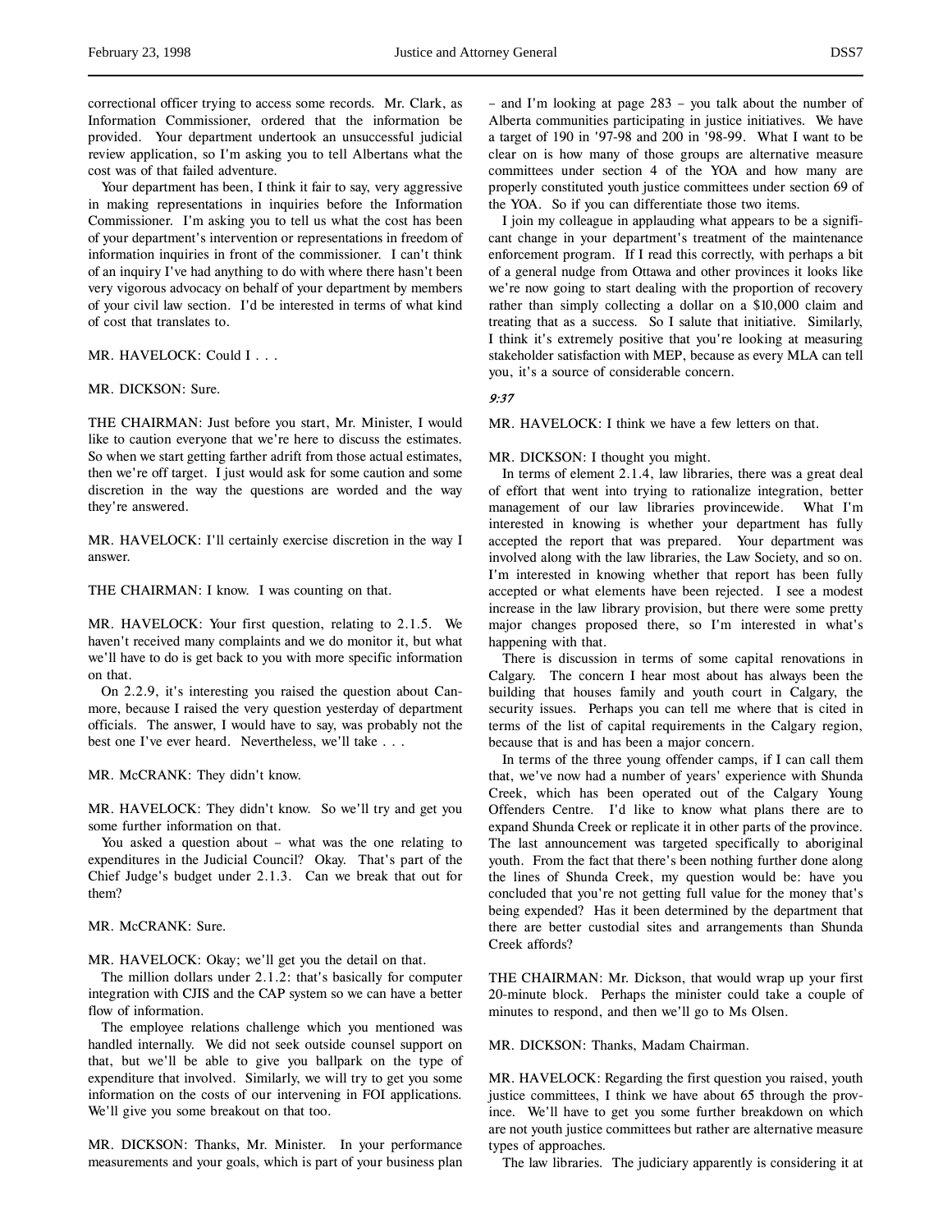correctional officer trying to access some records. Mr. Clark, as Information Commissioner, ordered that the information be provided. Your department undertook an unsuccessful judicial review application, so I'm asking you to tell Albertans what the cost was of that failed adventure.

Your department has been, I think it fair to say, very aggressive in making representations in inquiries before the Information Commissioner. I'm asking you to tell us what the cost has been of your department's intervention or representations in freedom of information inquiries in front of the commissioner. I can't think of an inquiry I've had anything to do with where there hasn't been very vigorous advocacy on behalf of your department by members of your civil law section. I'd be interested in terms of what kind of cost that translates to.

MR. HAVELOCK: Could I . . .

MR. DICKSON: Sure.

THE CHAIRMAN: Just before you start, Mr. Minister, I would like to caution everyone that we're here to discuss the estimates. So when we start getting farther adrift from those actual estimates, then we're off target. I just would ask for some caution and some discretion in the way the questions are worded and the way they're answered.

MR. HAVELOCK: I'll certainly exercise discretion in the way I answer.

THE CHAIRMAN: I know. I was counting on that.

MR. HAVELOCK: Your first question, relating to 2.1.5. We haven't received many complaints and we do monitor it, but what we'll have to do is get back to you with more specific information on that.

On 2.2.9, it's interesting you raised the question about Canmore, because I raised the very question yesterday of department officials. The answer, I would have to say, was probably not the best one I've ever heard. Nevertheless, we'll take . . .

MR. McCRANK: They didn't know.

MR. HAVELOCK: They didn't know. So we'll try and get you some further information on that.

You asked a question about – what was the one relating to expenditures in the Judicial Council? Okay. That's part of the Chief Judge's budget under 2.1.3. Can we break that out for them?

MR. McCRANK: Sure.

MR. HAVELOCK: Okay; we'll get you the detail on that.

The million dollars under 2.1.2: that's basically for computer integration with CJIS and the CAP system so we can have a better flow of information.

The employee relations challenge which you mentioned was handled internally. We did not seek outside counsel support on that, but we'll be able to give you ballpark on the type of expenditure that involved. Similarly, we will try to get you some information on the costs of our intervening in FOI applications. We'll give you some breakout on that too.

MR. DICKSON: Thanks, Mr. Minister. In your performance measurements and your goals, which is part of your business plan – and I'm looking at page 283 – you talk about the number of Alberta communities participating in justice initiatives. We have a target of 190 in '97-98 and 200 in '98-99. What I want to be clear on is how many of those groups are alternative measure committees under section 4 of the YOA and how many are properly constituted youth justice committees under section 69 of the YOA. So if you can differentiate those two items.

I join my colleague in applauding what appears to be a significant change in your department's treatment of the maintenance enforcement program. If I read this correctly, with perhaps a bit of a general nudge from Ottawa and other provinces it looks like we're now going to start dealing with the proportion of recovery rather than simply collecting a dollar on a $10,000 claim and treating that as a success. So I salute that initiative. Similarly, I think it's extremely positive that you're looking at measuring stakeholder satisfaction with MEP, because as every MLA can tell you, it's a source of considerable concern.

*9:37*

MR. HAVELOCK: I think we have a few letters on that.

MR. DICKSON: I thought you might.

In terms of element 2.1.4, law libraries, there was a great deal of effort that went into trying to rationalize integration, better management of our law libraries provincewide. What I'm interested in knowing is whether your department has fully accepted the report that was prepared. Your department was involved along with the law libraries, the Law Society, and so on. I'm interested in knowing whether that report has been fully accepted or what elements have been rejected. I see a modest increase in the law library provision, but there were some pretty major changes proposed there, so I'm interested in what's happening with that.

There is discussion in terms of some capital renovations in Calgary. The concern I hear most about has always been the building that houses family and youth court in Calgary, the security issues. Perhaps you can tell me where that is cited in terms of the list of capital requirements in the Calgary region, because that is and has been a major concern.

In terms of the three young offender camps, if I can call them that, we've now had a number of years' experience with Shunda Creek, which has been operated out of the Calgary Young Offenders Centre. I'd like to know what plans there are to expand Shunda Creek or replicate it in other parts of the province. The last announcement was targeted specifically to aboriginal youth. From the fact that there's been nothing further done along the lines of Shunda Creek, my question would be: have you concluded that you're not getting full value for the money that's being expended? Has it been determined by the department that there are better custodial sites and arrangements than Shunda Creek affords?

THE CHAIRMAN: Mr. Dickson, that would wrap up your first 20-minute block. Perhaps the minister could take a couple of minutes to respond, and then we'll go to Ms Olsen.

MR. DICKSON: Thanks, Madam Chairman.

MR. HAVELOCK: Regarding the first question you raised, youth justice committees, I think we have about 65 through the province. We'll have to get you some further breakdown on which are not youth justice committees but rather are alternative measure types of approaches.

The law libraries. The judiciary apparently is considering it at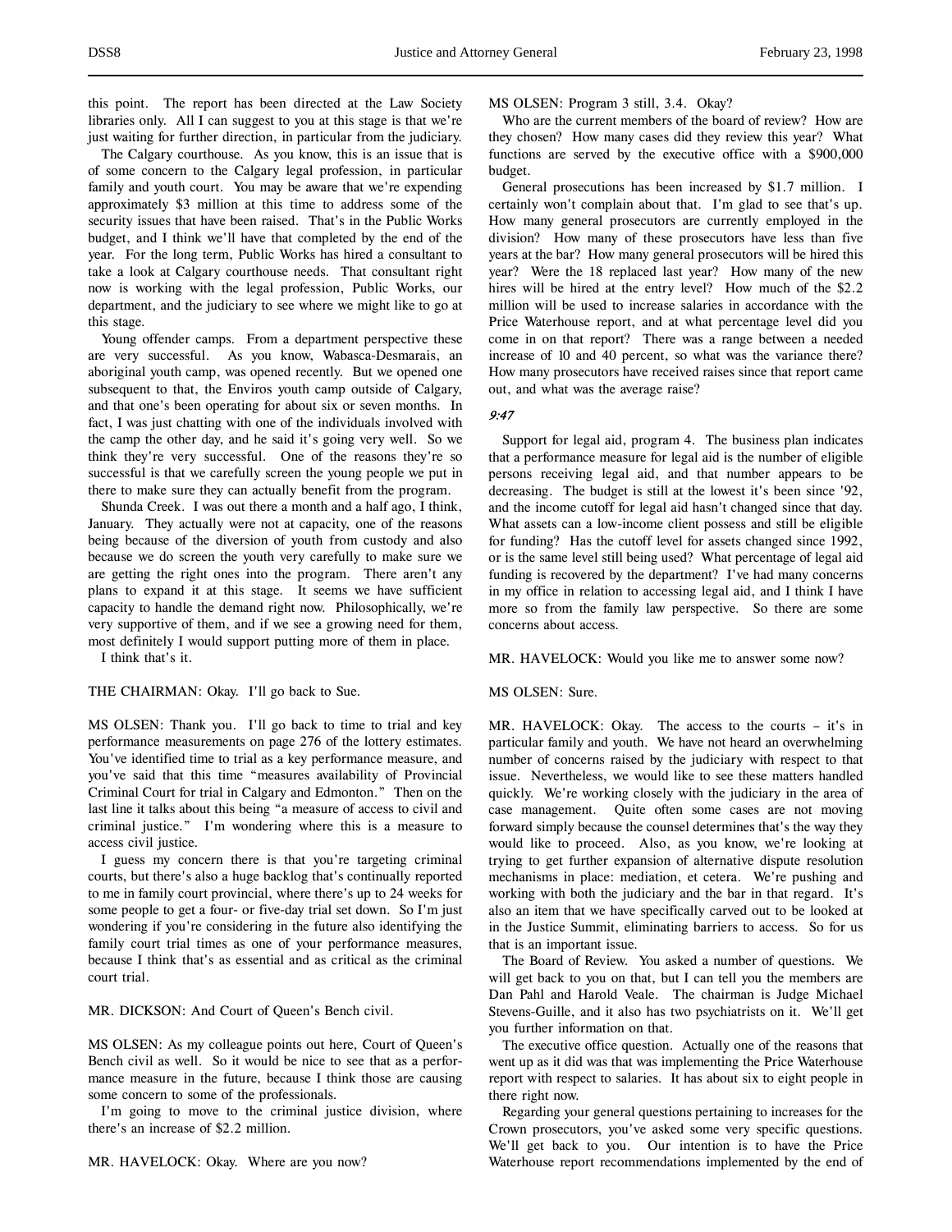this point. The report has been directed at the Law Society libraries only. All I can suggest to you at this stage is that we're just waiting for further direction, in particular from the judiciary.

The Calgary courthouse. As you know, this is an issue that is of some concern to the Calgary legal profession, in particular family and youth court. You may be aware that we're expending approximately $3 million at this time to address some of the security issues that have been raised. That's in the Public Works budget, and I think we'll have that completed by the end of the year. For the long term, Public Works has hired a consultant to take a look at Calgary courthouse needs. That consultant right now is working with the legal profession, Public Works, our department, and the judiciary to see where we might like to go at this stage.

Young offender camps. From a department perspective these are very successful. As you know, Wabasca-Desmarais, an aboriginal youth camp, was opened recently. But we opened one subsequent to that, the Enviros youth camp outside of Calgary, and that one's been operating for about six or seven months. In fact, I was just chatting with one of the individuals involved with the camp the other day, and he said it's going very well. So we think they're very successful. One of the reasons they're so successful is that we carefully screen the young people we put in there to make sure they can actually benefit from the program.

Shunda Creek. I was out there a month and a half ago, I think, January. They actually were not at capacity, one of the reasons being because of the diversion of youth from custody and also because we do screen the youth very carefully to make sure we are getting the right ones into the program. There aren't any plans to expand it at this stage. It seems we have sufficient capacity to handle the demand right now. Philosophically, we're very supportive of them, and if we see a growing need for them, most definitely I would support putting more of them in place.

I think that's it.

THE CHAIRMAN: Okay. I'll go back to Sue.

MS OLSEN: Thank you. I'll go back to time to trial and key performance measurements on page 276 of the lottery estimates. You've identified time to trial as a key performance measure, and you've said that this time "measures availability of Provincial Criminal Court for trial in Calgary and Edmonton." Then on the last line it talks about this being "a measure of access to civil and criminal justice." I'm wondering where this is a measure to access civil justice.

I guess my concern there is that you're targeting criminal courts, but there's also a huge backlog that's continually reported to me in family court provincial, where there's up to 24 weeks for some people to get a four- or five-day trial set down. So I'm just wondering if you're considering in the future also identifying the family court trial times as one of your performance measures, because I think that's as essential and as critical as the criminal court trial.

MR. DICKSON: And Court of Queen's Bench civil.

MS OLSEN: As my colleague points out here, Court of Queen's Bench civil as well. So it would be nice to see that as a performance measure in the future, because I think those are causing some concern to some of the professionals.

I'm going to move to the criminal justice division, where there's an increase of $2.2 million.

MR. HAVELOCK: Okay. Where are you now?

MS OLSEN: Program 3 still, 3.4. Okay?

Who are the current members of the board of review? How are they chosen? How many cases did they review this year? What functions are served by the executive office with a $900,000 budget.

General prosecutions has been increased by $1.7 million. I certainly won't complain about that. I'm glad to see that's up. How many general prosecutors are currently employed in the division? How many of these prosecutors have less than five years at the bar? How many general prosecutors will be hired this year? Were the 18 replaced last year? How many of the new hires will be hired at the entry level? How much of the $2.2 million will be used to increase salaries in accordance with the Price Waterhouse report, and at what percentage level did you come in on that report? There was a range between a needed increase of 10 and 40 percent, so what was the variance there? How many prosecutors have received raises since that report came out, and what was the average raise?

*9:47*

Support for legal aid, program 4. The business plan indicates that a performance measure for legal aid is the number of eligible persons receiving legal aid, and that number appears to be decreasing. The budget is still at the lowest it's been since '92, and the income cutoff for legal aid hasn't changed since that day. What assets can a low-income client possess and still be eligible for funding? Has the cutoff level for assets changed since 1992, or is the same level still being used? What percentage of legal aid funding is recovered by the department? I've had many concerns in my office in relation to accessing legal aid, and I think I have more so from the family law perspective. So there are some concerns about access.

MR. HAVELOCK: Would you like me to answer some now?

MS OLSEN: Sure.

MR. HAVELOCK: Okay. The access to the courts – it's in particular family and youth. We have not heard an overwhelming number of concerns raised by the judiciary with respect to that issue. Nevertheless, we would like to see these matters handled quickly. We're working closely with the judiciary in the area of case management. Quite often some cases are not moving forward simply because the counsel determines that's the way they would like to proceed. Also, as you know, we're looking at trying to get further expansion of alternative dispute resolution mechanisms in place: mediation, et cetera. We're pushing and working with both the judiciary and the bar in that regard. It's also an item that we have specifically carved out to be looked at in the Justice Summit, eliminating barriers to access. So for us that is an important issue.

The Board of Review. You asked a number of questions. We will get back to you on that, but I can tell you the members are Dan Pahl and Harold Veale. The chairman is Judge Michael Stevens-Guille, and it also has two psychiatrists on it. We'll get you further information on that.

The executive office question. Actually one of the reasons that went up as it did was that was implementing the Price Waterhouse report with respect to salaries. It has about six to eight people in there right now.

Regarding your general questions pertaining to increases for the Crown prosecutors, you've asked some very specific questions. We'll get back to you. Our intention is to have the Price Waterhouse report recommendations implemented by the end of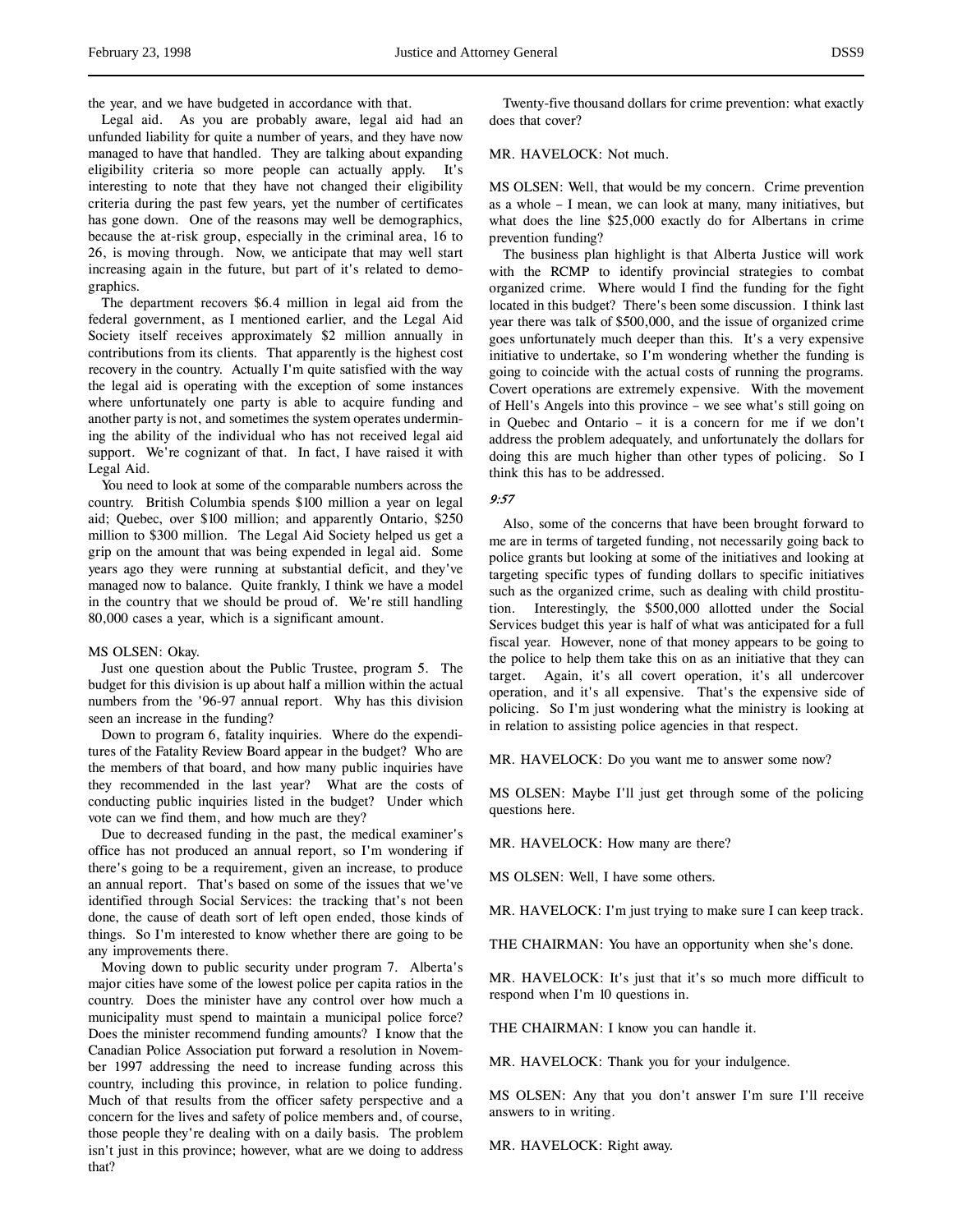the year, and we have budgeted in accordance with that.

Legal aid. As you are probably aware, legal aid had an unfunded liability for quite a number of years, and they have now managed to have that handled. They are talking about expanding eligibility criteria so more people can actually apply. It's interesting to note that they have not changed their eligibility criteria during the past few years, yet the number of certificates has gone down. One of the reasons may well be demographics, because the at-risk group, especially in the criminal area, 16 to 26, is moving through. Now, we anticipate that may well start increasing again in the future, but part of it's related to demographics.

The department recovers $6.4 million in legal aid from the federal government, as I mentioned earlier, and the Legal Aid Society itself receives approximately $2 million annually in contributions from its clients. That apparently is the highest cost recovery in the country. Actually I'm quite satisfied with the way the legal aid is operating with the exception of some instances where unfortunately one party is able to acquire funding and another party is not, and sometimes the system operates undermining the ability of the individual who has not received legal aid support. We're cognizant of that. In fact, I have raised it with Legal Aid.

You need to look at some of the comparable numbers across the country. British Columbia spends $100 million a year on legal aid; Quebec, over $100 million; and apparently Ontario, $250 million to $300 million. The Legal Aid Society helped us get a grip on the amount that was being expended in legal aid. Some years ago they were running at substantial deficit, and they've managed now to balance. Quite frankly, I think we have a model in the country that we should be proud of. We're still handling 80,000 cases a year, which is a significant amount.

MS OLSEN: Okay.

Just one question about the Public Trustee, program 5. The budget for this division is up about half a million within the actual numbers from the '96-97 annual report. Why has this division seen an increase in the funding?

Down to program 6, fatality inquiries. Where do the expenditures of the Fatality Review Board appear in the budget? Who are the members of that board, and how many public inquiries have they recommended in the last year? What are the costs of conducting public inquiries listed in the budget? Under which vote can we find them, and how much are they?

Due to decreased funding in the past, the medical examiner's office has not produced an annual report, so I'm wondering if there's going to be a requirement, given an increase, to produce an annual report. That's based on some of the issues that we've identified through Social Services: the tracking that's not been done, the cause of death sort of left open ended, those kinds of things. So I'm interested to know whether there are going to be any improvements there.

Moving down to public security under program 7. Alberta's major cities have some of the lowest police per capita ratios in the country. Does the minister have any control over how much a municipality must spend to maintain a municipal police force? Does the minister recommend funding amounts? I know that the Canadian Police Association put forward a resolution in November 1997 addressing the need to increase funding across this country, including this province, in relation to police funding. Much of that results from the officer safety perspective and a concern for the lives and safety of police members and, of course, those people they're dealing with on a daily basis. The problem isn't just in this province; however, what are we doing to address that?

Twenty-five thousand dollars for crime prevention: what exactly does that cover?

MR. HAVELOCK: Not much.

MS OLSEN: Well, that would be my concern. Crime prevention as a whole – I mean, we can look at many, many initiatives, but what does the line $25,000 exactly do for Albertans in crime prevention funding?

The business plan highlight is that Alberta Justice will work with the RCMP to identify provincial strategies to combat organized crime. Where would I find the funding for the fight located in this budget? There's been some discussion. I think last year there was talk of $500,000, and the issue of organized crime goes unfortunately much deeper than this. It's a very expensive initiative to undertake, so I'm wondering whether the funding is going to coincide with the actual costs of running the programs. Covert operations are extremely expensive. With the movement of Hell's Angels into this province – we see what's still going on in Quebec and Ontario – it is a concern for me if we don't address the problem adequately, and unfortunately the dollars for doing this are much higher than other types of policing. So I think this has to be addressed.

*9:57*

Also, some of the concerns that have been brought forward to me are in terms of targeted funding, not necessarily going back to police grants but looking at some of the initiatives and looking at targeting specific types of funding dollars to specific initiatives such as the organized crime, such as dealing with child prostitution. Interestingly, the $500,000 allotted under the Social Services budget this year is half of what was anticipated for a full fiscal year. However, none of that money appears to be going to the police to help them take this on as an initiative that they can target. Again, it's all covert operation, it's all undercover operation, and it's all expensive. That's the expensive side of policing. So I'm just wondering what the ministry is looking at in relation to assisting police agencies in that respect.

MR. HAVELOCK: Do you want me to answer some now?

MS OLSEN: Maybe I'll just get through some of the policing questions here.

MR. HAVELOCK: How many are there?

MS OLSEN: Well, I have some others.

MR. HAVELOCK: I'm just trying to make sure I can keep track.

THE CHAIRMAN: You have an opportunity when she's done.

MR. HAVELOCK: It's just that it's so much more difficult to respond when I'm 10 questions in.

THE CHAIRMAN: I know you can handle it.

MR. HAVELOCK: Thank you for your indulgence.

MS OLSEN: Any that you don't answer I'm sure I'll receive answers to in writing.

MR. HAVELOCK: Right away.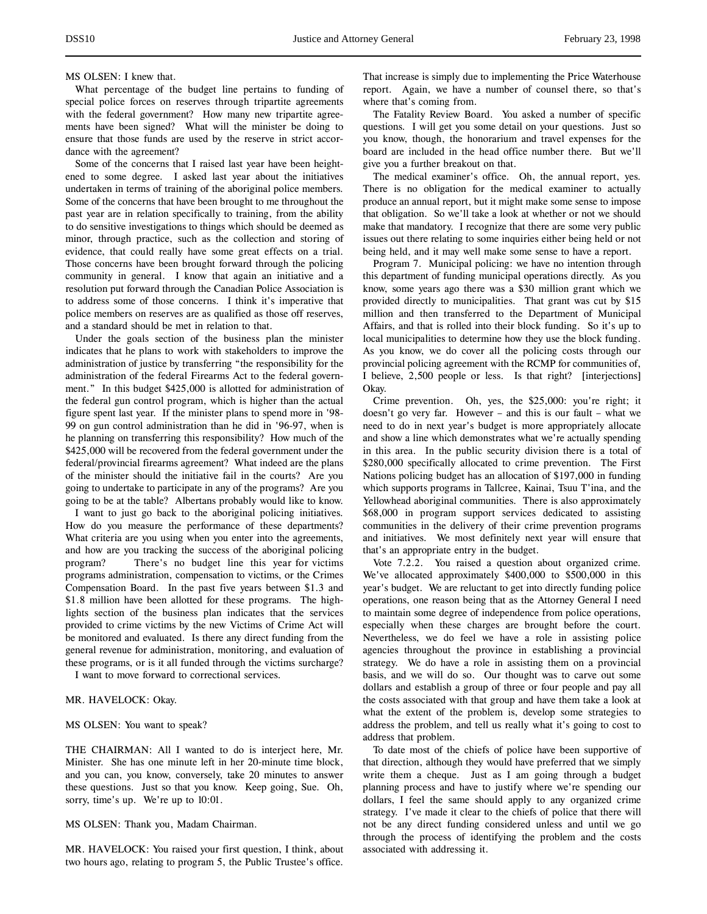MS OLSEN: I knew that.

What percentage of the budget line pertains to funding of special police forces on reserves through tripartite agreements with the federal government? How many new tripartite agreements have been signed? What will the minister be doing to ensure that those funds are used by the reserve in strict accordance with the agreement?

Some of the concerns that I raised last year have been heightened to some degree. I asked last year about the initiatives undertaken in terms of training of the aboriginal police members. Some of the concerns that have been brought to me throughout the past year are in relation specifically to training, from the ability to do sensitive investigations to things which should be deemed as minor, through practice, such as the collection and storing of evidence, that could really have some great effects on a trial. Those concerns have been brought forward through the policing community in general. I know that again an initiative and a resolution put forward through the Canadian Police Association is to address some of those concerns. I think it's imperative that police members on reserves are as qualified as those off reserves, and a standard should be met in relation to that.

Under the goals section of the business plan the minister indicates that he plans to work with stakeholders to improve the administration of justice by transferring "the responsibility for the administration of the federal Firearms Act to the federal government." In this budget $425,000 is allotted for administration of the federal gun control program, which is higher than the actual figure spent last year. If the minister plans to spend more in '98-99 on gun control administration than he did in '96-97, when is he planning on transferring this responsibility? How much of the $425,000 will be recovered from the federal government under the federal/provincial firearms agreement? What indeed are the plans of the minister should the initiative fail in the courts? Are you going to undertake to participate in any of the programs? Are you going to be at the table? Albertans probably would like to know.

I want to just go back to the aboriginal policing initiatives. How do you measure the performance of these departments? What criteria are you using when you enter into the agreements, and how are you tracking the success of the aboriginal policing program? There's no budget line this year for victims programs administration, compensation to victims, or the Crimes Compensation Board. In the past five years between $1.3 and $1.8 million have been allotted for these programs. The highlights section of the business plan indicates that the services provided to crime victims by the new Victims of Crime Act will be monitored and evaluated. Is there any direct funding from the general revenue for administration, monitoring, and evaluation of these programs, or is it all funded through the victims surcharge?

I want to move forward to correctional services.

MR. HAVELOCK: Okay.

MS OLSEN: You want to speak?

THE CHAIRMAN: All I wanted to do is interject here, Mr. Minister. She has one minute left in her 20-minute time block, and you can, you know, conversely, take 20 minutes to answer these questions. Just so that you know. Keep going, Sue. Oh, sorry, time's up. We're up to 10:01.

MS OLSEN: Thank you, Madam Chairman.

MR. HAVELOCK: You raised your first question, I think, about two hours ago, relating to program 5, the Public Trustee's office. That increase is simply due to implementing the Price Waterhouse report. Again, we have a number of counsel there, so that's where that's coming from.

The Fatality Review Board. You asked a number of specific questions. I will get you some detail on your questions. Just so you know, though, the honorarium and travel expenses for the board are included in the head office number there. But we'll give you a further breakout on that.

The medical examiner's office. Oh, the annual report, yes. There is no obligation for the medical examiner to actually produce an annual report, but it might make some sense to impose that obligation. So we'll take a look at whether or not we should make that mandatory. I recognize that there are some very public issues out there relating to some inquiries either being held or not being held, and it may well make some sense to have a report.

Program 7. Municipal policing: we have no intention through this department of funding municipal operations directly. As you know, some years ago there was a $30 million grant which we provided directly to municipalities. That grant was cut by $15 million and then transferred to the Department of Municipal Affairs, and that is rolled into their block funding. So it's up to local municipalities to determine how they use the block funding. As you know, we do cover all the policing costs through our provincial policing agreement with the RCMP for communities of, I believe, 2,500 people or less. Is that right? [interjections] Okay.

Crime prevention. Oh, yes, the $25,000: you're right; it doesn't go very far. However – and this is our fault – what we need to do in next year's budget is more appropriately allocate and show a line which demonstrates what we're actually spending in this area. In the public security division there is a total of $280,000 specifically allocated to crime prevention. The First Nations policing budget has an allocation of $197,000 in funding which supports programs in Tallcree, Kainai, Tsuu T'ina, and the Yellowhead aboriginal communities. There is also approximately $68,000 in program support services dedicated to assisting communities in the delivery of their crime prevention programs and initiatives. We most definitely next year will ensure that that's an appropriate entry in the budget.

Vote 7.2.2. You raised a question about organized crime. We've allocated approximately $400,000 to $500,000 in this year's budget. We are reluctant to get into directly funding police operations, one reason being that as the Attorney General I need to maintain some degree of independence from police operations, especially when these charges are brought before the court. Nevertheless, we do feel we have a role in assisting police agencies throughout the province in establishing a provincial strategy. We do have a role in assisting them on a provincial basis, and we will do so. Our thought was to carve out some dollars and establish a group of three or four people and pay all the costs associated with that group and have them take a look at what the extent of the problem is, develop some strategies to address the problem, and tell us really what it's going to cost to address that problem.

To date most of the chiefs of police have been supportive of that direction, although they would have preferred that we simply write them a cheque. Just as I am going through a budget planning process and have to justify where we're spending our dollars, I feel the same should apply to any organized crime strategy. I've made it clear to the chiefs of police that there will not be any direct funding considered unless and until we go through the process of identifying the problem and the costs associated with addressing it.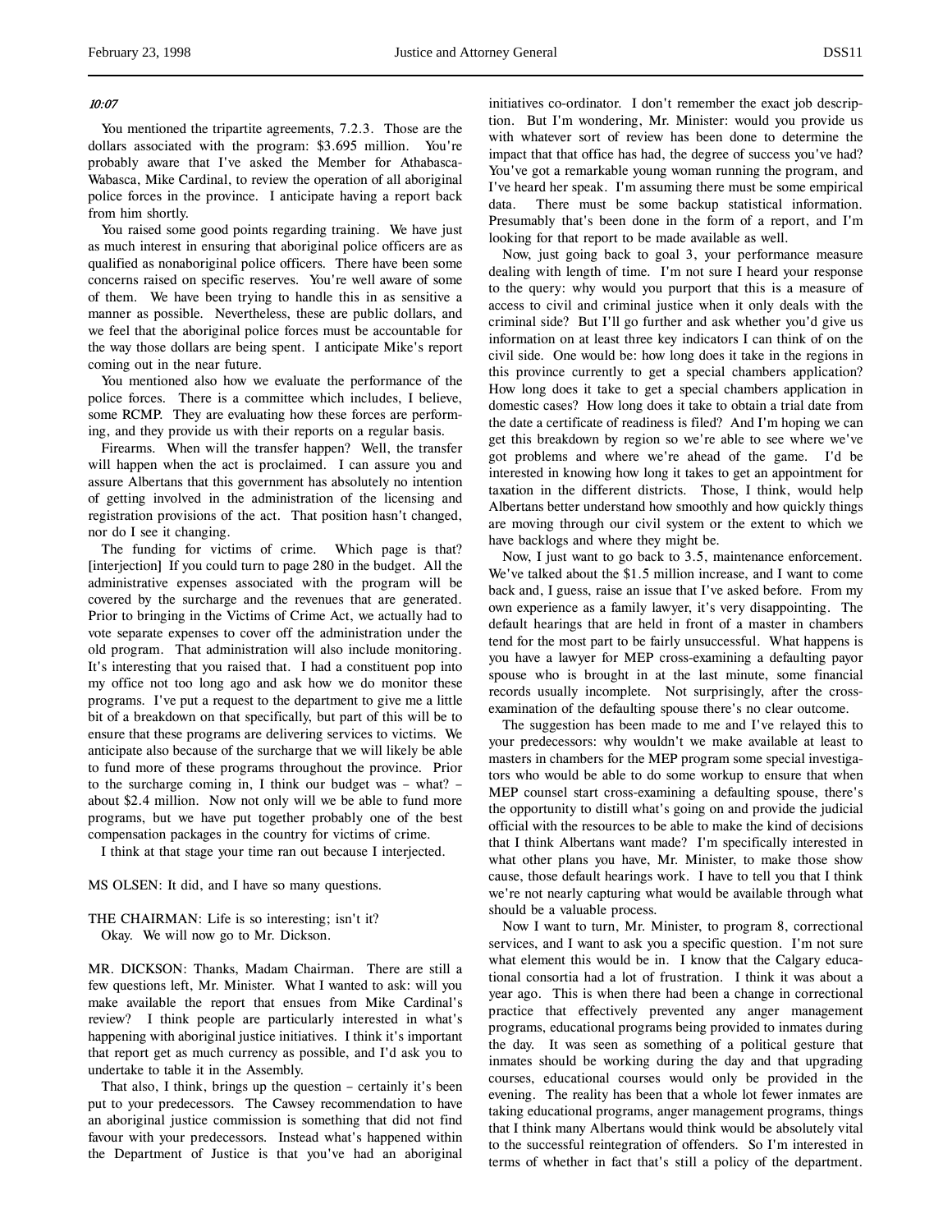*10:07*

You mentioned the tripartite agreements, 7.2.3. Those are the dollars associated with the program: $3.695 million. You're probably aware that I've asked the Member for Athabasca-Wabasca, Mike Cardinal, to review the operation of all aboriginal police forces in the province. I anticipate having a report back from him shortly.

You raised some good points regarding training. We have just as much interest in ensuring that aboriginal police officers are as qualified as nonaboriginal police officers. There have been some concerns raised on specific reserves. You're well aware of some of them. We have been trying to handle this in as sensitive a manner as possible. Nevertheless, these are public dollars, and we feel that the aboriginal police forces must be accountable for the way those dollars are being spent. I anticipate Mike's report coming out in the near future.

You mentioned also how we evaluate the performance of the police forces. There is a committee which includes, I believe, some RCMP. They are evaluating how these forces are performing, and they provide us with their reports on a regular basis.

Firearms. When will the transfer happen? Well, the transfer will happen when the act is proclaimed. I can assure you and assure Albertans that this government has absolutely no intention of getting involved in the administration of the licensing and registration provisions of the act. That position hasn't changed, nor do I see it changing.

The funding for victims of crime. Which page is that? [interjection] If you could turn to page 280 in the budget. All the administrative expenses associated with the program will be covered by the surcharge and the revenues that are generated. Prior to bringing in the Victims of Crime Act, we actually had to vote separate expenses to cover off the administration under the old program. That administration will also include monitoring. It's interesting that you raised that. I had a constituent pop into my office not too long ago and ask how we do monitor these programs. I've put a request to the department to give me a little bit of a breakdown on that specifically, but part of this will be to ensure that these programs are delivering services to victims. We anticipate also because of the surcharge that we will likely be able to fund more of these programs throughout the province. Prior to the surcharge coming in, I think our budget was – what? – about $2.4 million. Now not only will we be able to fund more programs, but we have put together probably one of the best compensation packages in the country for victims of crime.

I think at that stage your time ran out because I interjected.

MS OLSEN: It did, and I have so many questions.

THE CHAIRMAN: Life is so interesting; isn't it?
Okay. We will now go to Mr. Dickson.

MR. DICKSON: Thanks, Madam Chairman. There are still a few questions left, Mr. Minister. What I wanted to ask: will you make available the report that ensues from Mike Cardinal's review? I think people are particularly interested in what's happening with aboriginal justice initiatives. I think it's important that report get as much currency as possible, and I'd ask you to undertake to table it in the Assembly.

That also, I think, brings up the question – certainly it's been put to your predecessors. The Cawsey recommendation to have an aboriginal justice commission is something that did not find favour with your predecessors. Instead what's happened within the Department of Justice is that you've had an aboriginal initiatives co-ordinator. I don't remember the exact job description. But I'm wondering, Mr. Minister: would you provide us with whatever sort of review has been done to determine the impact that that office has had, the degree of success you've had? You've got a remarkable young woman running the program, and I've heard her speak. I'm assuming there must be some empirical data. There must be some backup statistical information. Presumably that's been done in the form of a report, and I'm looking for that report to be made available as well.

Now, just going back to goal 3, your performance measure dealing with length of time. I'm not sure I heard your response to the query: why would you purport that this is a measure of access to civil and criminal justice when it only deals with the criminal side? But I'll go further and ask whether you'd give us information on at least three key indicators I can think of on the civil side. One would be: how long does it take in the regions in this province currently to get a special chambers application? How long does it take to get a special chambers application in domestic cases? How long does it take to obtain a trial date from the date a certificate of readiness is filed? And I'm hoping we can get this breakdown by region so we're able to see where we've got problems and where we're ahead of the game. I'd be interested in knowing how long it takes to get an appointment for taxation in the different districts. Those, I think, would help Albertans better understand how smoothly and how quickly things are moving through our civil system or the extent to which we have backlogs and where they might be.

Now, I just want to go back to 3.5, maintenance enforcement. We've talked about the $1.5 million increase, and I want to come back and, I guess, raise an issue that I've asked before. From my own experience as a family lawyer, it's very disappointing. The default hearings that are held in front of a master in chambers tend for the most part to be fairly unsuccessful. What happens is you have a lawyer for MEP cross-examining a defaulting payor spouse who is brought in at the last minute, some financial records usually incomplete. Not surprisingly, after the cross-examination of the defaulting spouse there's no clear outcome.

The suggestion has been made to me and I've relayed this to your predecessors: why wouldn't we make available at least to masters in chambers for the MEP program some special investigators who would be able to do some workup to ensure that when MEP counsel start cross-examining a defaulting spouse, there's the opportunity to distill what's going on and provide the judicial official with the resources to be able to make the kind of decisions that I think Albertans want made? I'm specifically interested in what other plans you have, Mr. Minister, to make those show cause, those default hearings work. I have to tell you that I think we're not nearly capturing what would be available through what should be a valuable process.

Now I want to turn, Mr. Minister, to program 8, correctional services, and I want to ask you a specific question. I'm not sure what element this would be in. I know that the Calgary educational consortia had a lot of frustration. I think it was about a year ago. This is when there had been a change in correctional practice that effectively prevented any anger management programs, educational programs being provided to inmates during the day. It was seen as something of a political gesture that inmates should be working during the day and that upgrading courses, educational courses would only be provided in the evening. The reality has been that a whole lot fewer inmates are taking educational programs, anger management programs, things that I think many Albertans would think would be absolutely vital to the successful reintegration of offenders. So I'm interested in terms of whether in fact that's still a policy of the department.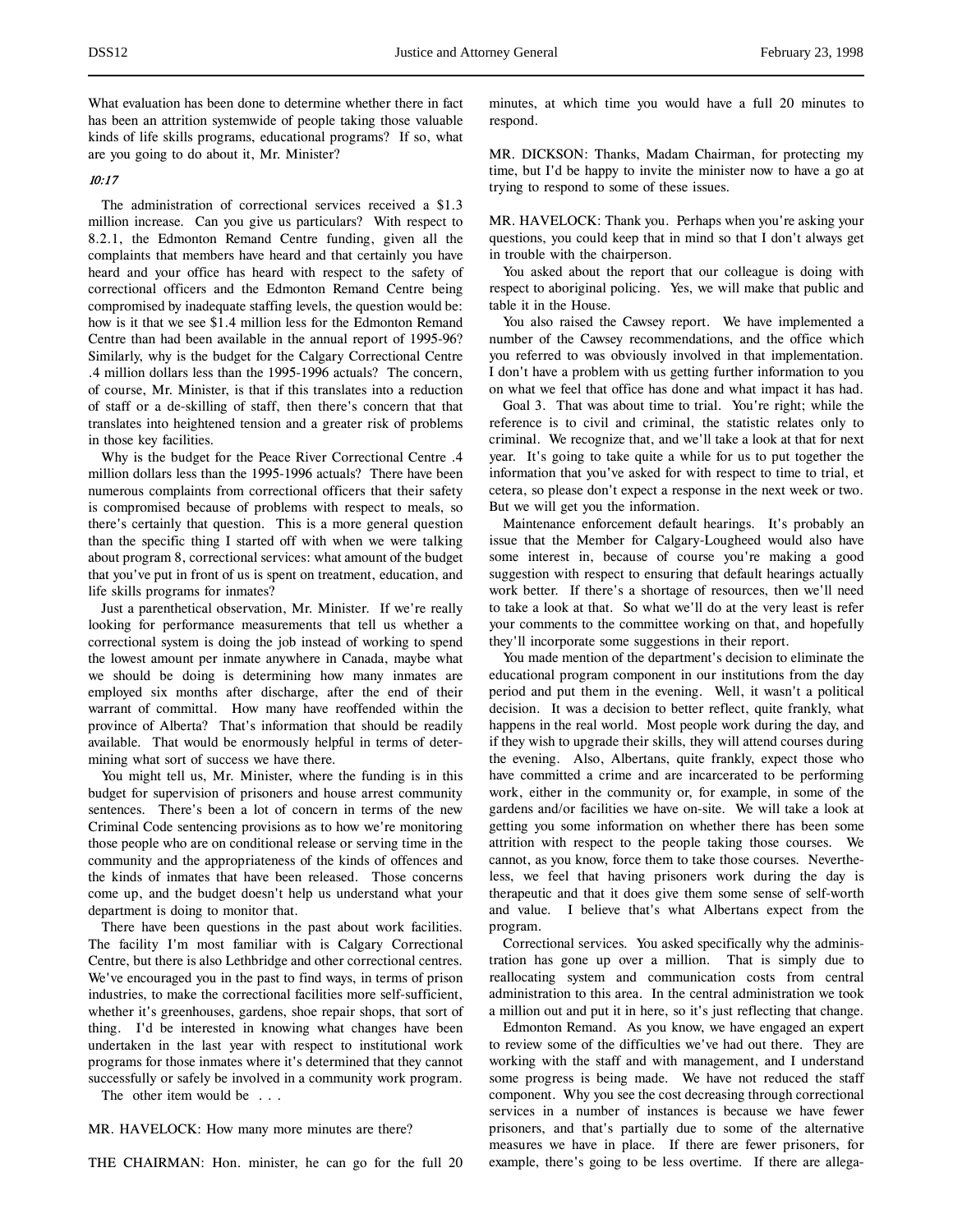What evaluation has been done to determine whether there in fact has been an attrition systemwide of people taking those valuable kinds of life skills programs, educational programs? If so, what are you going to do about it, Mr. Minister?

*10:17*

The administration of correctional services received a $1.3 million increase. Can you give us particulars? With respect to 8.2.1, the Edmonton Remand Centre funding, given all the complaints that members have heard and that certainly you have heard and your office has heard with respect to the safety of correctional officers and the Edmonton Remand Centre being compromised by inadequate staffing levels, the question would be: how is it that we see $1.4 million less for the Edmonton Remand Centre than had been available in the annual report of 1995-96? Similarly, why is the budget for the Calgary Correctional Centre .4 million dollars less than the 1995-1996 actuals? The concern, of course, Mr. Minister, is that if this translates into a reduction of staff or a de-skilling of staff, then there's concern that that translates into heightened tension and a greater risk of problems in those key facilities.

Why is the budget for the Peace River Correctional Centre .4 million dollars less than the 1995-1996 actuals? There have been numerous complaints from correctional officers that their safety is compromised because of problems with respect to meals, so there's certainly that question. This is a more general question than the specific thing I started off with when we were talking about program 8, correctional services: what amount of the budget that you've put in front of us is spent on treatment, education, and life skills programs for inmates?

Just a parenthetical observation, Mr. Minister. If we're really looking for performance measurements that tell us whether a correctional system is doing the job instead of working to spend the lowest amount per inmate anywhere in Canada, maybe what we should be doing is determining how many inmates are employed six months after discharge, after the end of their warrant of committal. How many have reoffended within the province of Alberta? That's information that should be readily available. That would be enormously helpful in terms of determining what sort of success we have there.

You might tell us, Mr. Minister, where the funding is in this budget for supervision of prisoners and house arrest community sentences. There's been a lot of concern in terms of the new Criminal Code sentencing provisions as to how we're monitoring those people who are on conditional release or serving time in the community and the appropriateness of the kinds of offences and the kinds of inmates that have been released. Those concerns come up, and the budget doesn't help us understand what your department is doing to monitor that.

There have been questions in the past about work facilities. The facility I'm most familiar with is Calgary Correctional Centre, but there is also Lethbridge and other correctional centres. We've encouraged you in the past to find ways, in terms of prison industries, to make the correctional facilities more self-sufficient, whether it's greenhouses, gardens, shoe repair shops, that sort of thing. I'd be interested in knowing what changes have been undertaken in the last year with respect to institutional work programs for those inmates where it's determined that they cannot successfully or safely be involved in a community work program.

The other item would be . . .

MR. HAVELOCK: How many more minutes are there?

THE CHAIRMAN: Hon. minister, he can go for the full 20 minutes, at which time you would have a full 20 minutes to respond.

MR. DICKSON: Thanks, Madam Chairman, for protecting my time, but I'd be happy to invite the minister now to have a go at trying to respond to some of these issues.

MR. HAVELOCK: Thank you. Perhaps when you're asking your questions, you could keep that in mind so that I don't always get in trouble with the chairperson.

You asked about the report that our colleague is doing with respect to aboriginal policing. Yes, we will make that public and table it in the House.

You also raised the Cawsey report. We have implemented a number of the Cawsey recommendations, and the office which you referred to was obviously involved in that implementation. I don't have a problem with us getting further information to you on what we feel that office has done and what impact it has had.

Goal 3. That was about time to trial. You're right; while the reference is to civil and criminal, the statistic relates only to criminal. We recognize that, and we'll take a look at that for next year. It's going to take quite a while for us to put together the information that you've asked for with respect to time to trial, et cetera, so please don't expect a response in the next week or two. But we will get you the information.

Maintenance enforcement default hearings. It's probably an issue that the Member for Calgary-Lougheed would also have some interest in, because of course you're making a good suggestion with respect to ensuring that default hearings actually work better. If there's a shortage of resources, then we'll need to take a look at that. So what we'll do at the very least is refer your comments to the committee working on that, and hopefully they'll incorporate some suggestions in their report.

You made mention of the department's decision to eliminate the educational program component in our institutions from the day period and put them in the evening. Well, it wasn't a political decision. It was a decision to better reflect, quite frankly, what happens in the real world. Most people work during the day, and if they wish to upgrade their skills, they will attend courses during the evening. Also, Albertans, quite frankly, expect those who have committed a crime and are incarcerated to be performing work, either in the community or, for example, in some of the gardens and/or facilities we have on-site. We will take a look at getting you some information on whether there has been some attrition with respect to the people taking those courses. We cannot, as you know, force them to take those courses. Nevertheless, we feel that having prisoners work during the day is therapeutic and that it does give them some sense of self-worth and value. I believe that's what Albertans expect from the program.

Correctional services. You asked specifically why the administration has gone up over a million. That is simply due to reallocating system and communication costs from central administration to this area. In the central administration we took a million out and put it in here, so it's just reflecting that change.

Edmonton Remand. As you know, we have engaged an expert to review some of the difficulties we've had out there. They are working with the staff and with management, and I understand some progress is being made. We have not reduced the staff component. Why you see the cost decreasing through correctional services in a number of instances is because we have fewer prisoners, and that's partially due to some of the alternative measures we have in place. If there are fewer prisoners, for example, there's going to be less overtime. If there are allega-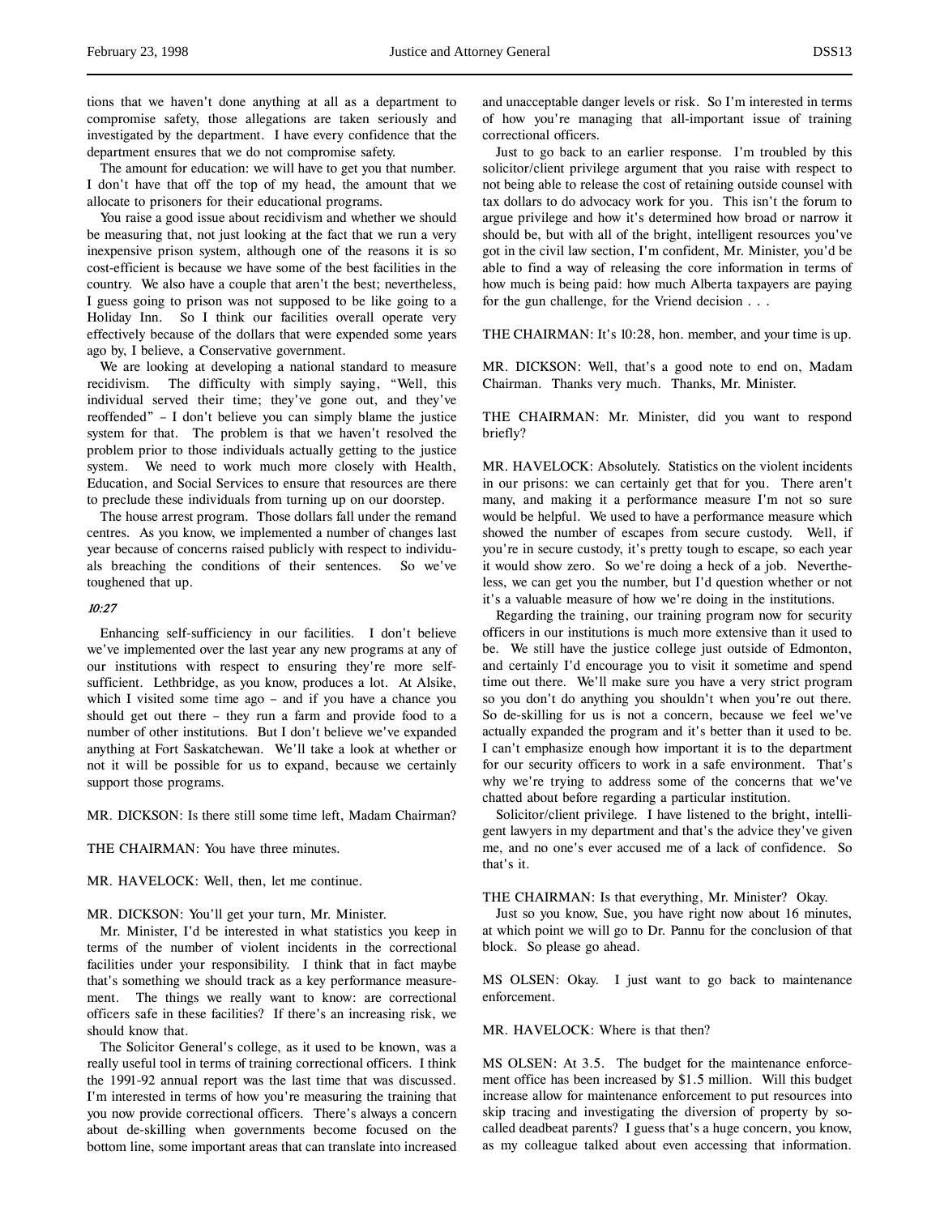tions that we haven't done anything at all as a department to compromise safety, those allegations are taken seriously and investigated by the department. I have every confidence that the department ensures that we do not compromise safety.

The amount for education: we will have to get you that number. I don't have that off the top of my head, the amount that we allocate to prisoners for their educational programs.

You raise a good issue about recidivism and whether we should be measuring that, not just looking at the fact that we run a very inexpensive prison system, although one of the reasons it is so cost-efficient is because we have some of the best facilities in the country. We also have a couple that aren't the best; nevertheless, I guess going to prison was not supposed to be like going to a Holiday Inn. So I think our facilities overall operate very effectively because of the dollars that were expended some years ago by, I believe, a Conservative government.

We are looking at developing a national standard to measure recidivism. The difficulty with simply saying, "Well, this individual served their time; they've gone out, and they've reoffended" – I don't believe you can simply blame the justice system for that. The problem is that we haven't resolved the problem prior to those individuals actually getting to the justice system. We need to work much more closely with Health, Education, and Social Services to ensure that resources are there to preclude these individuals from turning up on our doorstep.

The house arrest program. Those dollars fall under the remand centres. As you know, we implemented a number of changes last year because of concerns raised publicly with respect to individuals breaching the conditions of their sentences. So we've toughened that up.

*10:27*

Enhancing self-sufficiency in our facilities. I don't believe we've implemented over the last year any new programs at any of our institutions with respect to ensuring they're more self-sufficient. Lethbridge, as you know, produces a lot. At Alsike, which I visited some time ago – and if you have a chance you should get out there – they run a farm and provide food to a number of other institutions. But I don't believe we've expanded anything at Fort Saskatchewan. We'll take a look at whether or not it will be possible for us to expand, because we certainly support those programs.

MR. DICKSON: Is there still some time left, Madam Chairman?

THE CHAIRMAN: You have three minutes.

MR. HAVELOCK: Well, then, let me continue.

MR. DICKSON: You'll get your turn, Mr. Minister.

Mr. Minister, I'd be interested in what statistics you keep in terms of the number of violent incidents in the correctional facilities under your responsibility. I think that in fact maybe that's something we should track as a key performance measurement. The things we really want to know: are correctional officers safe in these facilities? If there's an increasing risk, we should know that.

The Solicitor General's college, as it used to be known, was a really useful tool in terms of training correctional officers. I think the 1991-92 annual report was the last time that was discussed. I'm interested in terms of how you're measuring the training that you now provide correctional officers. There's always a concern about de-skilling when governments become focused on the bottom line, some important areas that can translate into increased and unacceptable danger levels or risk. So I'm interested in terms of how you're managing that all-important issue of training correctional officers.

Just to go back to an earlier response. I'm troubled by this solicitor/client privilege argument that you raise with respect to not being able to release the cost of retaining outside counsel with tax dollars to do advocacy work for you. This isn't the forum to argue privilege and how it's determined how broad or narrow it should be, but with all of the bright, intelligent resources you've got in the civil law section, I'm confident, Mr. Minister, you'd be able to find a way of releasing the core information in terms of how much is being paid: how much Alberta taxpayers are paying for the gun challenge, for the Vriend decision . . .

THE CHAIRMAN: It's 10:28, hon. member, and your time is up.

MR. DICKSON: Well, that's a good note to end on, Madam Chairman. Thanks very much. Thanks, Mr. Minister.

THE CHAIRMAN: Mr. Minister, did you want to respond briefly?

MR. HAVELOCK: Absolutely. Statistics on the violent incidents in our prisons: we can certainly get that for you. There aren't many, and making it a performance measure I'm not so sure would be helpful. We used to have a performance measure which showed the number of escapes from secure custody. Well, if you're in secure custody, it's pretty tough to escape, so each year it would show zero. So we're doing a heck of a job. Nevertheless, we can get you the number, but I'd question whether or not it's a valuable measure of how we're doing in the institutions.

Regarding the training, our training program now for security officers in our institutions is much more extensive than it used to be. We still have the justice college just outside of Edmonton, and certainly I'd encourage you to visit it sometime and spend time out there. We'll make sure you have a very strict program so you don't do anything you shouldn't when you're out there. So de-skilling for us is not a concern, because we feel we've actually expanded the program and it's better than it used to be. I can't emphasize enough how important it is to the department for our security officers to work in a safe environment. That's why we're trying to address some of the concerns that we've chatted about before regarding a particular institution.

Solicitor/client privilege. I have listened to the bright, intelligent lawyers in my department and that's the advice they've given me, and no one's ever accused me of a lack of confidence. So that's it.

THE CHAIRMAN: Is that everything, Mr. Minister? Okay.

Just so you know, Sue, you have right now about 16 minutes, at which point we will go to Dr. Pannu for the conclusion of that block. So please go ahead.

MS OLSEN: Okay. I just want to go back to maintenance enforcement.

MR. HAVELOCK: Where is that then?

MS OLSEN: At 3.5. The budget for the maintenance enforcement office has been increased by $1.5 million. Will this budget increase allow for maintenance enforcement to put resources into skip tracing and investigating the diversion of property by so-called deadbeat parents? I guess that's a huge concern, you know, as my colleague talked about even accessing that information.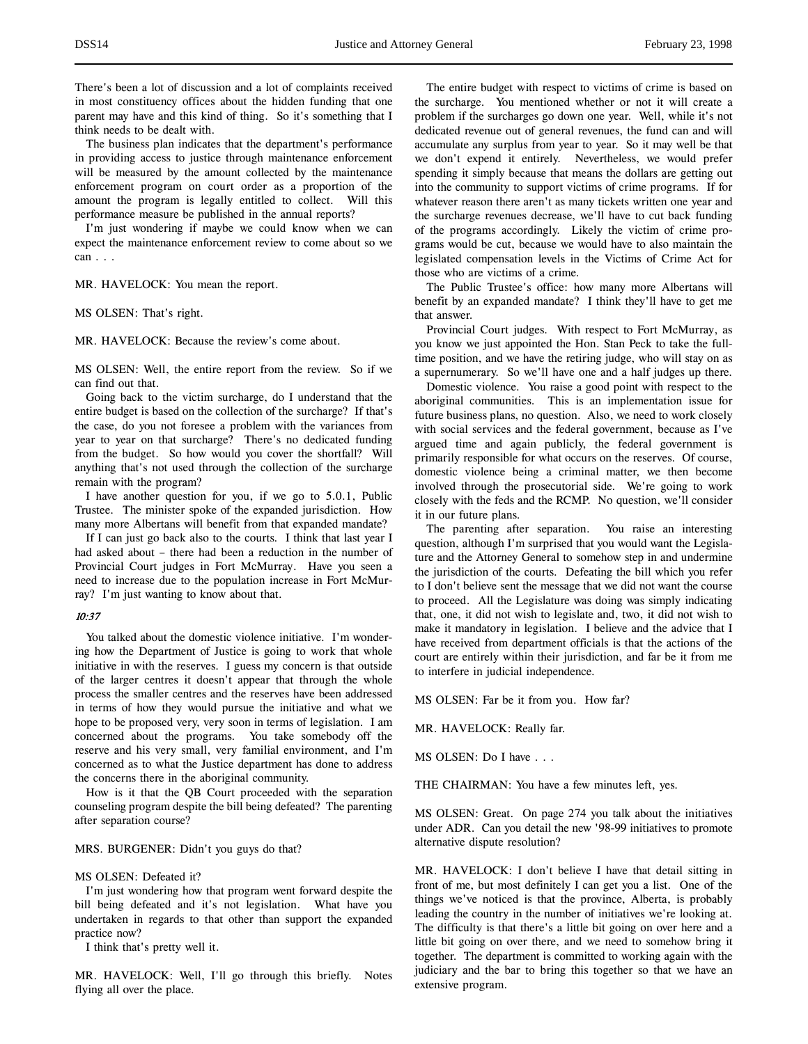There's been a lot of discussion and a lot of complaints received in most constituency offices about the hidden funding that one parent may have and this kind of thing. So it's something that I think needs to be dealt with.

The business plan indicates that the department's performance in providing access to justice through maintenance enforcement will be measured by the amount collected by the maintenance enforcement program on court order as a proportion of the amount the program is legally entitled to collect. Will this performance measure be published in the annual reports?

I'm just wondering if maybe we could know when we can expect the maintenance enforcement review to come about so we can . . .

MR. HAVELOCK: You mean the report.

MS OLSEN: That's right.

MR. HAVELOCK: Because the review's come about.

MS OLSEN: Well, the entire report from the review. So if we can find out that.

Going back to the victim surcharge, do I understand that the entire budget is based on the collection of the surcharge? If that's the case, do you not foresee a problem with the variances from year to year on that surcharge? There's no dedicated funding from the budget. So how would you cover the shortfall? Will anything that's not used through the collection of the surcharge remain with the program?

I have another question for you, if we go to 5.0.1, Public Trustee. The minister spoke of the expanded jurisdiction. How many more Albertans will benefit from that expanded mandate?

If I can just go back also to the courts. I think that last year I had asked about – there had been a reduction in the number of Provincial Court judges in Fort McMurray. Have you seen a need to increase due to the population increase in Fort McMurray? I'm just wanting to know about that.

*10:37*

You talked about the domestic violence initiative. I'm wondering how the Department of Justice is going to work that whole initiative in with the reserves. I guess my concern is that outside of the larger centres it doesn't appear that through the whole process the smaller centres and the reserves have been addressed in terms of how they would pursue the initiative and what we hope to be proposed very, very soon in terms of legislation. I am concerned about the programs. You take somebody off the reserve and his very small, very familial environment, and I'm concerned as to what the Justice department has done to address the concerns there in the aboriginal community.

How is it that the QB Court proceeded with the separation counseling program despite the bill being defeated? The parenting after separation course?

MRS. BURGENER: Didn't you guys do that?

MS OLSEN: Defeated it?

I'm just wondering how that program went forward despite the bill being defeated and it's not legislation. What have you undertaken in regards to that other than support the expanded practice now?

I think that's pretty well it.

MR. HAVELOCK: Well, I'll go through this briefly. Notes flying all over the place.

The entire budget with respect to victims of crime is based on the surcharge. You mentioned whether or not it will create a problem if the surcharges go down one year. Well, while it's not dedicated revenue out of general revenues, the fund can and will accumulate any surplus from year to year. So it may well be that we don't expend it entirely. Nevertheless, we would prefer spending it simply because that means the dollars are getting out into the community to support victims of crime programs. If for whatever reason there aren't as many tickets written one year and the surcharge revenues decrease, we'll have to cut back funding of the programs accordingly. Likely the victim of crime programs would be cut, because we would have to also maintain the legislated compensation levels in the Victims of Crime Act for those who are victims of a crime.

The Public Trustee's office: how many more Albertans will benefit by an expanded mandate? I think they'll have to get me that answer.

Provincial Court judges. With respect to Fort McMurray, as you know we just appointed the Hon. Stan Peck to take the full-time position, and we have the retiring judge, who will stay on as a supernumerary. So we'll have one and a half judges up there.

Domestic violence. You raise a good point with respect to the aboriginal communities. This is an implementation issue for future business plans, no question. Also, we need to work closely with social services and the federal government, because as I've argued time and again publicly, the federal government is primarily responsible for what occurs on the reserves. Of course, domestic violence being a criminal matter, we then become involved through the prosecutorial side. We're going to work closely with the feds and the RCMP. No question, we'll consider it in our future plans.

The parenting after separation. You raise an interesting question, although I'm surprised that you would want the Legislature and the Attorney General to somehow step in and undermine the jurisdiction of the courts. Defeating the bill which you refer to I don't believe sent the message that we did not want the course to proceed. All the Legislature was doing was simply indicating that, one, it did not wish to legislate and, two, it did not wish to make it mandatory in legislation. I believe and the advice that I have received from department officials is that the actions of the court are entirely within their jurisdiction, and far be it from me to interfere in judicial independence.

MS OLSEN: Far be it from you. How far?

MR. HAVELOCK: Really far.

MS OLSEN: Do I have . . .

THE CHAIRMAN: You have a few minutes left, yes.

MS OLSEN: Great. On page 274 you talk about the initiatives under ADR. Can you detail the new '98-99 initiatives to promote alternative dispute resolution?

MR. HAVELOCK: I don't believe I have that detail sitting in front of me, but most definitely I can get you a list. One of the things we've noticed is that the province, Alberta, is probably leading the country in the number of initiatives we're looking at. The difficulty is that there's a little bit going on over here and a little bit going on over there, and we need to somehow bring it together. The department is committed to working again with the judiciary and the bar to bring this together so that we have an extensive program.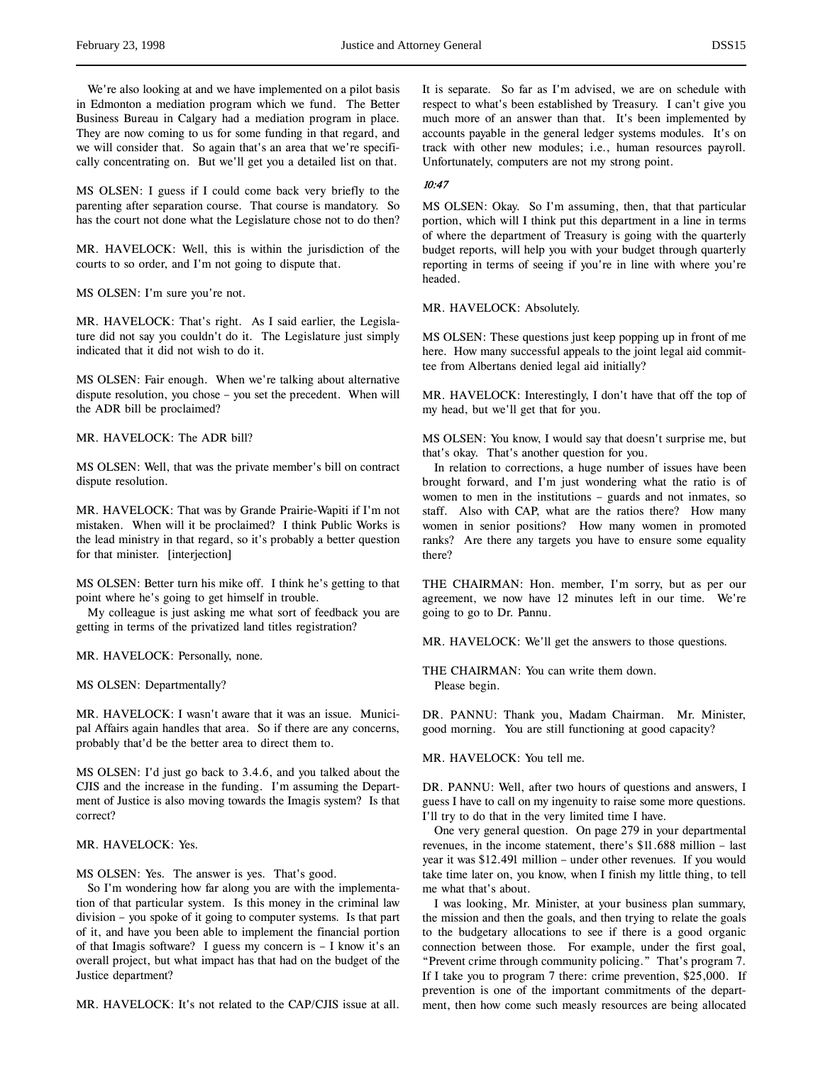We're also looking at and we have implemented on a pilot basis in Edmonton a mediation program which we fund. The Better Business Bureau in Calgary had a mediation program in place. They are now coming to us for some funding in that regard, and we will consider that. So again that's an area that we're specifically concentrating on. But we'll get you a detailed list on that.

MS OLSEN: I guess if I could come back very briefly to the parenting after separation course. That course is mandatory. So has the court not done what the Legislature chose not to do then?

MR. HAVELOCK: Well, this is within the jurisdiction of the courts to so order, and I'm not going to dispute that.

MS OLSEN: I'm sure you're not.

MR. HAVELOCK: That's right. As I said earlier, the Legislature did not say you couldn't do it. The Legislature just simply indicated that it did not wish to do it.

MS OLSEN: Fair enough. When we're talking about alternative dispute resolution, you chose – you set the precedent. When will the ADR bill be proclaimed?

MR. HAVELOCK: The ADR bill?

MS OLSEN: Well, that was the private member's bill on contract dispute resolution.

MR. HAVELOCK: That was by Grande Prairie-Wapiti if I'm not mistaken. When will it be proclaimed? I think Public Works is the lead ministry in that regard, so it's probably a better question for that minister. [interjection]

MS OLSEN: Better turn his mike off. I think he's getting to that point where he's going to get himself in trouble.

My colleague is just asking me what sort of feedback you are getting in terms of the privatized land titles registration?

MR. HAVELOCK: Personally, none.

MS OLSEN: Departmentally?

MR. HAVELOCK: I wasn't aware that it was an issue. Municipal Affairs again handles that area. So if there are any concerns, probably that'd be the better area to direct them to.

MS OLSEN: I'd just go back to 3.4.6, and you talked about the CJIS and the increase in the funding. I'm assuming the Department of Justice is also moving towards the Imagis system? Is that correct?

MR. HAVELOCK: Yes.

MS OLSEN: Yes. The answer is yes. That's good.

So I'm wondering how far along you are with the implementation of that particular system. Is this money in the criminal law division – you spoke of it going to computer systems. Is that part of it, and have you been able to implement the financial portion of that Imagis software? I guess my concern is – I know it's an overall project, but what impact has that had on the budget of the Justice department?

MR. HAVELOCK: It's not related to the CAP/CJIS issue at all. It is separate. So far as I'm advised, we are on schedule with respect to what's been established by Treasury. I can't give you much more of an answer than that. It's been implemented by accounts payable in the general ledger systems modules. It's on track with other new modules; i.e., human resources payroll. Unfortunately, computers are not my strong point.

*10:47*

MS OLSEN: Okay. So I'm assuming, then, that that particular portion, which will I think put this department in a line in terms of where the department of Treasury is going with the quarterly budget reports, will help you with your budget through quarterly reporting in terms of seeing if you're in line with where you're headed.

MR. HAVELOCK: Absolutely.

MS OLSEN: These questions just keep popping up in front of me here. How many successful appeals to the joint legal aid committee from Albertans denied legal aid initially?

MR. HAVELOCK: Interestingly, I don't have that off the top of my head, but we'll get that for you.

MS OLSEN: You know, I would say that doesn't surprise me, but that's okay. That's another question for you.

In relation to corrections, a huge number of issues have been brought forward, and I'm just wondering what the ratio is of women to men in the institutions – guards and not inmates, so staff. Also with CAP, what are the ratios there? How many women in senior positions? How many women in promoted ranks? Are there any targets you have to ensure some equality there?

THE CHAIRMAN: Hon. member, I'm sorry, but as per our agreement, we now have 12 minutes left in our time. We're going to go to Dr. Pannu.

MR. HAVELOCK: We'll get the answers to those questions.

THE CHAIRMAN: You can write them down.

Please begin.

DR. PANNU: Thank you, Madam Chairman. Mr. Minister, good morning. You are still functioning at good capacity?

MR. HAVELOCK: You tell me.

DR. PANNU: Well, after two hours of questions and answers, I guess I have to call on my ingenuity to raise some more questions. I'll try to do that in the very limited time I have.

One very general question. On page 279 in your departmental revenues, in the income statement, there's $11.688 million – last year it was $12.491 million – under other revenues. If you would take time later on, you know, when I finish my little thing, to tell me what that's about.

I was looking, Mr. Minister, at your business plan summary, the mission and then the goals, and then trying to relate the goals to the budgetary allocations to see if there is a good organic connection between those. For example, under the first goal, "Prevent crime through community policing." That's program 7. If I take you to program 7 there: crime prevention, $25,000. If prevention is one of the important commitments of the department, then how come such measly resources are being allocated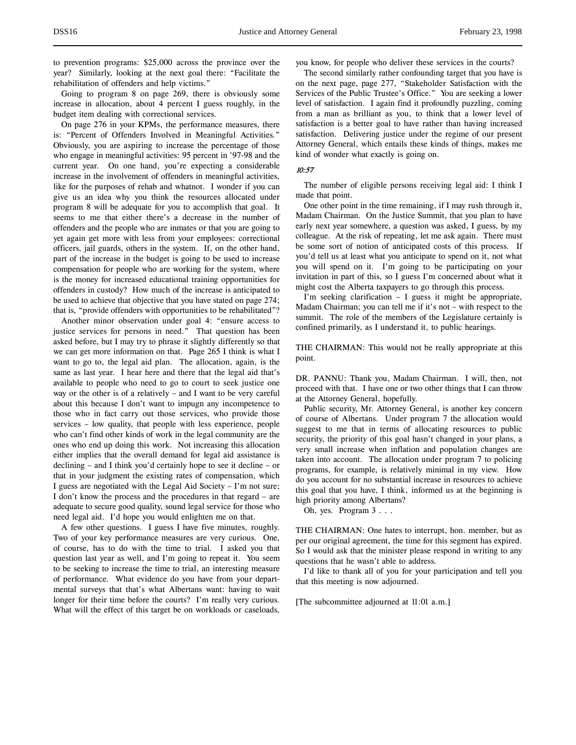to prevention programs: $25,000 across the province over the year? Similarly, looking at the next goal there: "Facilitate the rehabilitation of offenders and help victims."

Going to program 8 on page 269, there is obviously some increase in allocation, about 4 percent I guess roughly, in the budget item dealing with correctional services.

On page 276 in your KPMs, the performance measures, there is: "Percent of Offenders Involved in Meaningful Activities." Obviously, you are aspiring to increase the percentage of those who engage in meaningful activities: 95 percent in '97-98 and the current year. On one hand, you're expecting a considerable increase in the involvement of offenders in meaningful activities, like for the purposes of rehab and whatnot. I wonder if you can give us an idea why you think the resources allocated under program 8 will be adequate for you to accomplish that goal. It seems to me that either there's a decrease in the number of offenders and the people who are inmates or that you are going to yet again get more with less from your employees: correctional officers, jail guards, others in the system. If, on the other hand, part of the increase in the budget is going to be used to increase compensation for people who are working for the system, where is the money for increased educational training opportunities for offenders in custody? How much of the increase is anticipated to be used to achieve that objective that you have stated on page 274; that is, "provide offenders with opportunities to be rehabilitated"?

Another minor observation under goal 4: "ensure access to justice services for persons in need." That question has been asked before, but I may try to phrase it slightly differently so that we can get more information on that. Page 265 I think is what I want to go to, the legal aid plan. The allocation, again, is the same as last year. I hear here and there that the legal aid that's available to people who need to go to court to seek justice one way or the other is of a relatively – and I want to be very careful about this because I don't want to impugn any incompetence to those who in fact carry out those services, who provide those services – low quality, that people with less experience, people who can't find other kinds of work in the legal community are the ones who end up doing this work. Not increasing this allocation either implies that the overall demand for legal aid assistance is declining – and I think you'd certainly hope to see it decline – or that in your judgment the existing rates of compensation, which I guess are negotiated with the Legal Aid Society – I'm not sure; I don't know the process and the procedures in that regard – are adequate to secure good quality, sound legal service for those who need legal aid. I'd hope you would enlighten me on that.

A few other questions. I guess I have five minutes, roughly. Two of your key performance measures are very curious. One, of course, has to do with the time to trial. I asked you that question last year as well, and I'm going to repeat it. You seem to be seeking to increase the time to trial, an interesting measure of performance. What evidence do you have from your departmental surveys that that's what Albertans want: having to wait longer for their time before the courts? I'm really very curious. What will the effect of this target be on workloads or caseloads, you know, for people who deliver these services in the courts?

The second similarly rather confounding target that you have is on the next page, page 277, "Stakeholder Satisfaction with the Services of the Public Trustee's Office." You are seeking a lower level of satisfaction. I again find it profoundly puzzling, coming from a man as brilliant as you, to think that a lower level of satisfaction is a better goal to have rather than having increased satisfaction. Delivering justice under the regime of our present Attorney General, which entails these kinds of things, makes me kind of wonder what exactly is going on.

*10:57*

The number of eligible persons receiving legal aid: I think I made that point.

One other point in the time remaining, if I may rush through it, Madam Chairman. On the Justice Summit, that you plan to have early next year somewhere, a question was asked, I guess, by my colleague. At the risk of repeating, let me ask again. There must be some sort of notion of anticipated costs of this process. If you'd tell us at least what you anticipate to spend on it, not what you will spend on it. I'm going to be participating on your invitation in part of this, so I guess I'm concerned about what it might cost the Alberta taxpayers to go through this process.

I'm seeking clarification – I guess it might be appropriate, Madam Chairman; you can tell me if it's not – with respect to the summit. The role of the members of the Legislature certainly is confined primarily, as I understand it, to public hearings.

THE CHAIRMAN: This would not be really appropriate at this point.

DR. PANNU: Thank you, Madam Chairman. I will, then, not proceed with that. I have one or two other things that I can throw at the Attorney General, hopefully.

Public security, Mr. Attorney General, is another key concern of course of Albertans. Under program 7 the allocation would suggest to me that in terms of allocating resources to public security, the priority of this goal hasn't changed in your plans, a very small increase when inflation and population changes are taken into account. The allocation under program 7 to policing programs, for example, is relatively minimal in my view. How do you account for no substantial increase in resources to achieve this goal that you have, I think, informed us at the beginning is high priority among Albertans?

Oh, yes. Program 3 . . .

THE CHAIRMAN: One hates to interrupt, hon. member, but as per our original agreement, the time for this segment has expired. So I would ask that the minister please respond in writing to any questions that he wasn't able to address.

I'd like to thank all of you for your participation and tell you that this meeting is now adjourned.

[The subcommittee adjourned at 11:01 a.m.]